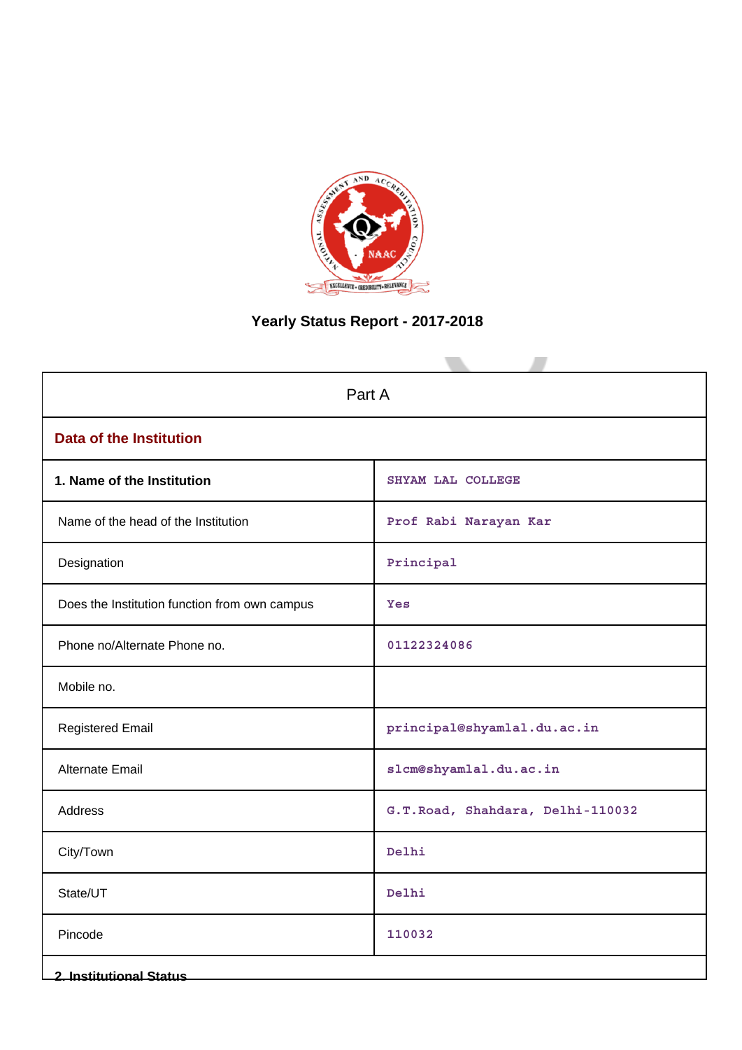# Yearly Status Report - 2017-2018

| Part A | |
|---|---|
| **Data of the Institution** | |
| **1. Name of the Institution** | SHYAM LAL COLLEGE |
| Name of the head of the Institution | Prof Rabi Narayan Kar |
| Designation | Principal |
| Does the Institution function from own campus | Yes |
| Phone no/Alternate Phone no. | 01122324086 |
| Mobile no. | |
| Registered Email | principal@shyamlal.du.ac.in |
| Alternate Email | slcm@shyamlal.du.ac.in |
| Address | G.T.Road, Shahdara, Delhi-110032 |
| City/Town | Delhi |
| State/UT | Delhi |
| Pincode | 110032 |
| **2. Institutional Status** | |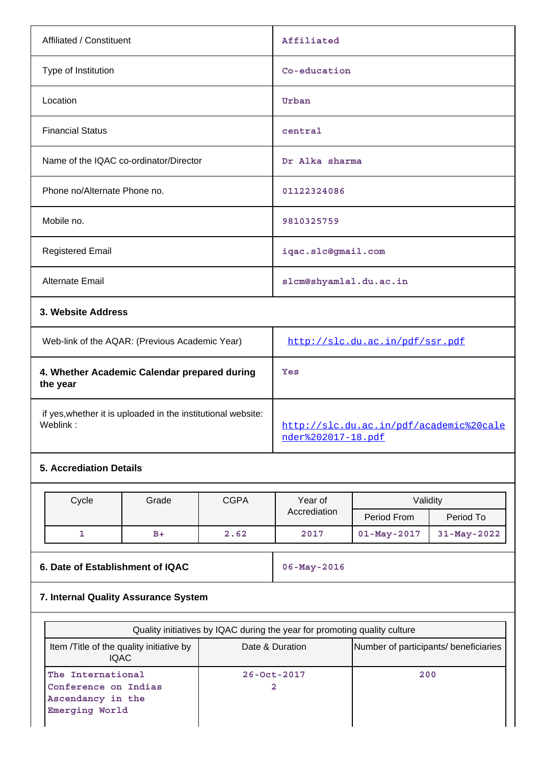| | |
|---|---|
| Affiliated / Constituent | Affiliated |
| Type of Institution | Co-education |
| Location | Urban |
| Financial Status | central |
| Name of the IQAC co-ordinator/Director | Dr Alka sharma |
| Phone no/Alternate Phone no. | 01122324086 |
| Mobile no. | 9810325759 |
| Registered Email | iqac.slc@gmail.com |
| Alternate Email | slcm@shyamlal.du.ac.in |

**3. Website Address**

| | |
|---|---|
| Web-link of the AQAR: (Previous Academic Year) | http://slc.du.ac.in/pdf/ssr.pdf |
| **4. Whether Academic Calendar prepared during the year** | Yes |
| if yes,whether it is uploaded in the institutional website: Weblink : | http://slc.du.ac.in/pdf/academic%20calender%202017-18.pdf |

**5. Accreditation Details**

| Cycle | Grade | CGPA | Year of Accreditation | Validity | |
|---|---|---|---|---|---|
| | | | | Period From | Period To |
| 1 | B+ | 2.62 | 2017 | 01-May-2017 | 31-May-2022 |

| | |
|---|---|
| **6. Date of Establishment of IQAC** | 06-May-2016 |

**7. Internal Quality Assurance System**

| Quality initiatives by IQAC during the year for promoting quality culture | | |
|---|---|---|
| Item /Title of the quality initiative by IQAC | Date & Duration | Number of participants/ beneficiaries |
| The International Conference on Indias Ascendancy in the Emerging World | 26-Oct-2017<br>2 | 200 |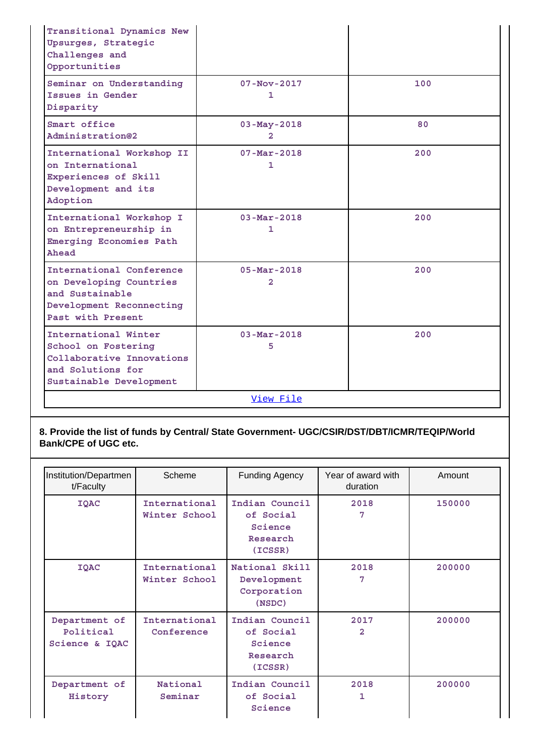| | | |
|---|---|---|
| Transitional Dynamics New Upsurges, Strategic Challenges and Opportunities | | |
| Seminar on Understanding Issues in Gender Disparity | 07-Nov-2017<br>1 | 100 |
| Smart office Administration@2 | 03-May-2018<br>2 | 80 |
| International Workshop II on International Experiences of Skill Development and its Adoption | 07-Mar-2018<br>1 | 200 |
| International Workshop I on Entrepreneurship in Emerging Economies Path Ahead | 03-Mar-2018<br>1 | 200 |
| International Conference on Developing Countries and Sustainable Development Reconnecting Past with Present | 05-Mar-2018<br>2 | 200 |
| International Winter School on Fostering Collaborative Innovations and Solutions for Sustainable Development | 03-Mar-2018<br>5 | 200 |
| View File | | |

**8. Provide the list of funds by Central/ State Government- UGC/CSIR/DST/DBT/ICMR/TEQIP/World Bank/CPE of UGC etc.**

| Institution/Department/Faculty | Scheme | Funding Agency | Year of award with duration | Amount |
|---|---|---|---|---|
| IQAC | International Winter School | Indian Council of Social Science Research (ICSSR) | 2018<br>7 | 150000 |
| IQAC | International Winter School | National Skill Development Corporation (NSDC) | 2018<br>7 | 200000 |
| Department of Political Science & IQAC | International Conference | Indian Council of Social Science Research (ICSSR) | 2017<br>2 | 200000 |
| Department of History | National Seminar | Indian Council of Social Science | 2018<br>1 | 200000 |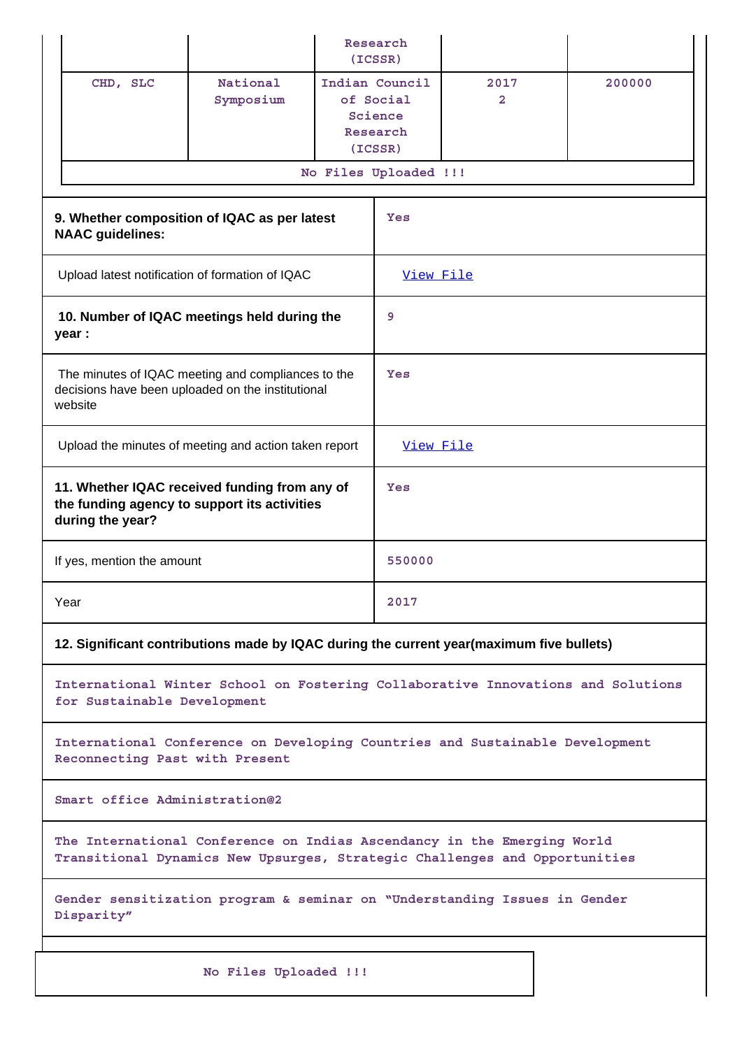| | | Research (ICSSR) | | |
|---|---|---|---|---|
| CHD, SLC | National Symposium | Indian Council of Social Science Research (ICSSR) | 2017 2 | 200000 |

No Files Uploaded !!!

| | |
|---|---|
| **9. Whether composition of IQAC as per latest NAAC guidelines:** | Yes |
| Upload latest notification of formation of IQAC | View File |
| **10. Number of IQAC meetings held during the year :** | 9 |
| The minutes of IQAC meeting and compliances to the decisions have been uploaded on the institutional website | Yes |
| Upload the minutes of meeting and action taken report | View File |
| **11. Whether IQAC received funding from any of the funding agency to support its activities during the year?** | Yes |
| If yes, mention the amount | 550000 |
| Year | 2017 |

**12. Significant contributions made by IQAC during the current year(maximum five bullets)**

International Winter School on Fostering Collaborative Innovations and Solutions for Sustainable Development

International Conference on Developing Countries and Sustainable Development Reconnecting Past with Present

Smart office Administration@2

The International Conference on Indias Ascendancy in the Emerging World Transitional Dynamics New Upsurges, Strategic Challenges and Opportunities

Gender sensitization program & seminar on "Understanding Issues in Gender Disparity"

No Files Uploaded !!!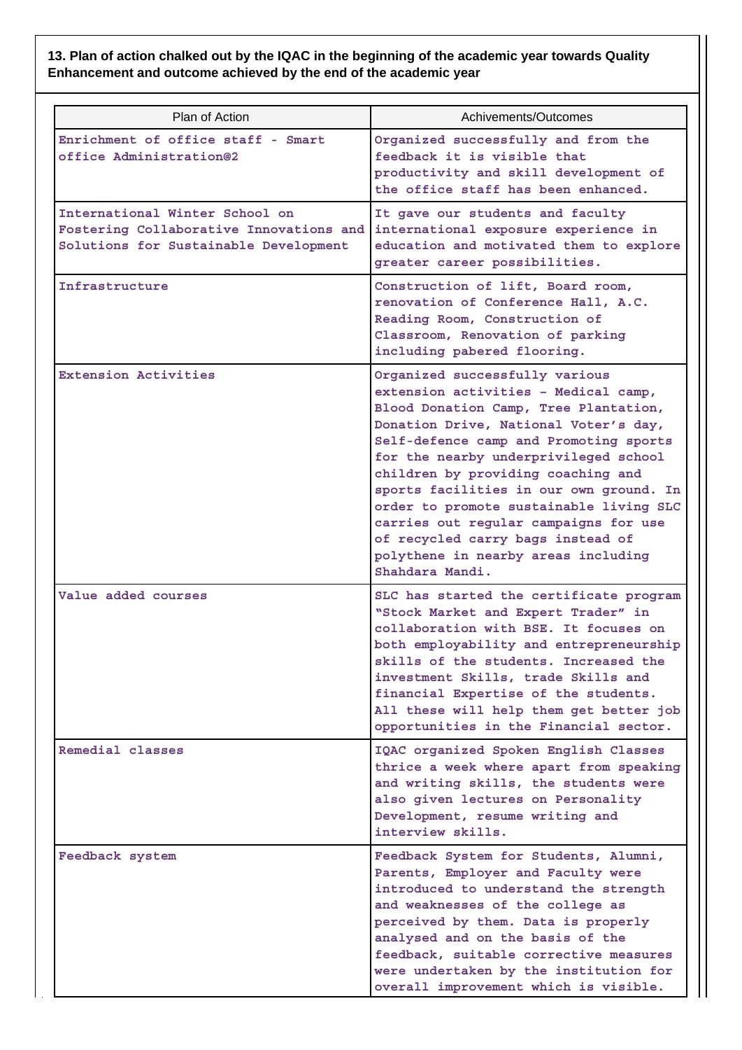**13. Plan of action chalked out by the IQAC in the beginning of the academic year towards Quality Enhancement and outcome achieved by the end of the academic year**

| Plan of Action | Achivements/Outcomes |
|---|---|
| Enrichment of office staff - Smart office Administration@2 | Organized successfully and from the feedback it is visible that productivity and skill development of the office staff has been enhanced. |
| International Winter School on Fostering Collaborative Innovations and Solutions for Sustainable Development | It gave our students and faculty international exposure experience in education and motivated them to explore greater career possibilities. |
| Infrastructure | Construction of lift, Board room, renovation of Conference Hall, A.C. Reading Room, Construction of Classroom, Renovation of parking including pabered flooring. |
| Extension Activities | Organized successfully various extension activities – Medical camp, Blood Donation Camp, Tree Plantation, Donation Drive, National Voter's day, Self-defence camp and Promoting sports for the nearby underprivileged school children by providing coaching and sports facilities in our own ground. In order to promote sustainable living SLC carries out regular campaigns for use of recycled carry bags instead of polythene in nearby areas including Shahdara Mandi. |
| Value added courses | SLC has started the certificate program "Stock Market and Expert Trader" in collaboration with BSE. It focuses on both employability and entrepreneurship skills of the students. Increased the investment Skills, trade Skills and financial Expertise of the students. All these will help them get better job opportunities in the Financial sector. |
| Remedial classes | IQAC organized Spoken English Classes thrice a week where apart from speaking and writing skills, the students were also given lectures on Personality Development, resume writing and interview skills. |
| Feedback system | Feedback System for Students, Alumni, Parents, Employer and Faculty were introduced to understand the strength and weaknesses of the college as perceived by them. Data is properly analysed and on the basis of the feedback, suitable corrective measures were undertaken by the institution for overall improvement which is visible. |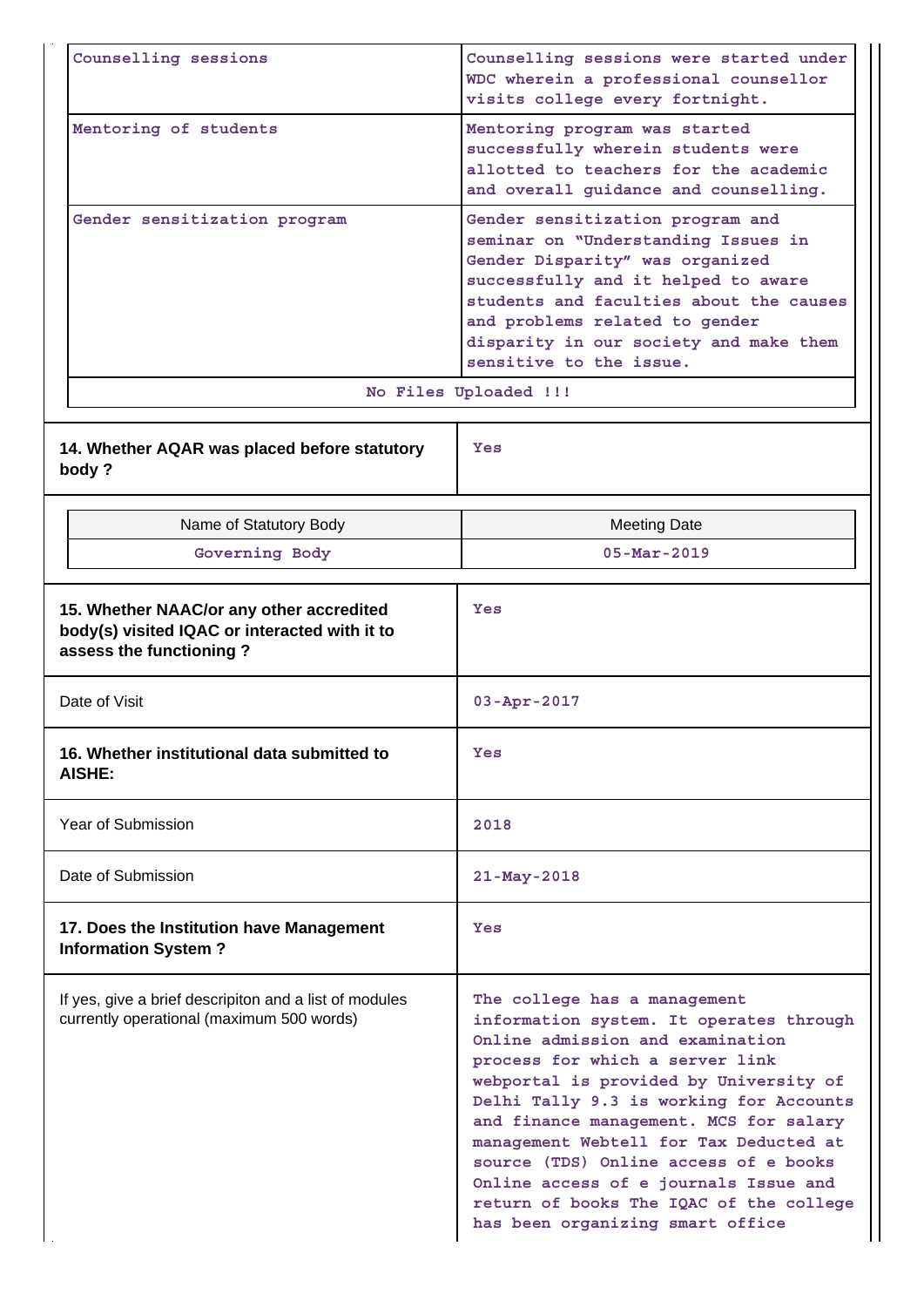| Counselling sessions | Counselling sessions were started under WDC wherein a professional counsellor visits college every fortnight. |
|---|---|
| Mentoring of students | Mentoring program was started successfully wherein students were allotted to teachers for the academic and overall guidance and counselling. |
| Gender sensitization program | Gender sensitization program and seminar on "Understanding Issues in Gender Disparity" was organized successfully and it helped to aware students and faculties about the causes and problems related to gender disparity in our society and make them sensitive to the issue. |

No Files Uploaded !!!

| 14. Whether AQAR was placed before statutory body ? | Yes |
|---|---|

| Name of Statutory Body | Meeting Date |
|---|---|
| Governing Body | 05-Mar-2019 |

| 15. Whether NAAC/or any other accredited body(s) visited IQAC or interacted with it to assess the functioning ? | Yes |
|---|---|
| Date of Visit | 03-Apr-2017 |
| 16. Whether institutional data submitted to AISHE: | Yes |
| Year of Submission | 2018 |
| Date of Submission | 21-May-2018 |
| 17. Does the Institution have Management Information System ? | Yes |
| If yes, give a brief descripiton and a list of modules currently operational (maximum 500 words) | The college has a management information system. It operates through Online admission and examination process for which a server link webportal is provided by University of Delhi Tally 9.3 is working for Accounts and finance management. MCS for salary management Webtell for Tax Deducted at source (TDS) Online access of e books Online access of e journals Issue and return of books The IQAC of the college has been organizing smart office |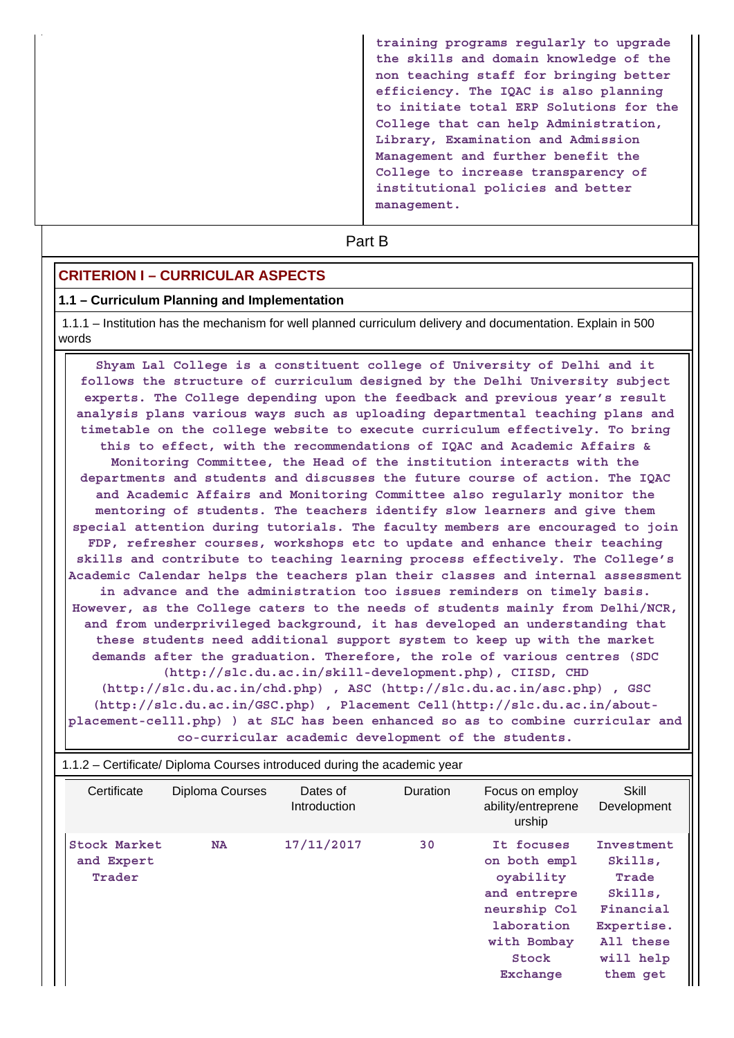training programs regularly to upgrade the skills and domain knowledge of the non teaching staff for bringing better efficiency. The IQAC is also planning to initiate total ERP Solutions for the College that can help Administration, Library, Examination and Admission Management and further benefit the College to increase transparency of institutional policies and better management.

## Part B

### CRITERION I – CURRICULAR ASPECTS

#### 1.1 – Curriculum Planning and Implementation

1.1.1 – Institution has the mechanism for well planned curriculum delivery and documentation. Explain in 500 words

Shyam Lal College is a constituent college of University of Delhi and it follows the structure of curriculum designed by the Delhi University subject experts. The College depending upon the feedback and previous year's result analysis plans various ways such as uploading departmental teaching plans and timetable on the college website to execute curriculum effectively. To bring this to effect, with the recommendations of IQAC and Academic Affairs & Monitoring Committee, the Head of the institution interacts with the departments and students and discusses the future course of action. The IQAC and Academic Affairs and Monitoring Committee also regularly monitor the mentoring of students. The teachers identify slow learners and give them special attention during tutorials. The faculty members are encouraged to join FDP, refresher courses, workshops etc to update and enhance their teaching skills and contribute to teaching learning process effectively. The College's Academic Calendar helps the teachers plan their classes and internal assessment in advance and the administration too issues reminders on timely basis. However, as the College caters to the needs of students mainly from Delhi/NCR, and from underprivileged background, it has developed an understanding that these students need additional support system to keep up with the market demands after the graduation. Therefore, the role of various centres (SDC (http://slc.du.ac.in/skill-development.php), CIISD, CHD (http://slc.du.ac.in/chd.php) , ASC (http://slc.du.ac.in/asc.php) , GSC (http://slc.du.ac.in/GSC.php) , Placement Cell(http://slc.du.ac.in/about-placement-celll.php) ) at SLC has been enhanced so as to combine curricular and co-curricular academic development of the students.

1.1.2 – Certificate/ Diploma Courses introduced during the academic year

| Certificate | Diploma Courses | Dates of Introduction | Duration | Focus on employ ability/entreprene urship | Skill Development |
|---|---|---|---|---|---|
| Stock Market and Expert Trader | NA | 17/11/2017 | 30 | It focuses on both employability and entrepreneurship Collaboration with Bombay Stock Exchange | Investment Skills, Trade Skills, Financial Expertise. All these will help them get |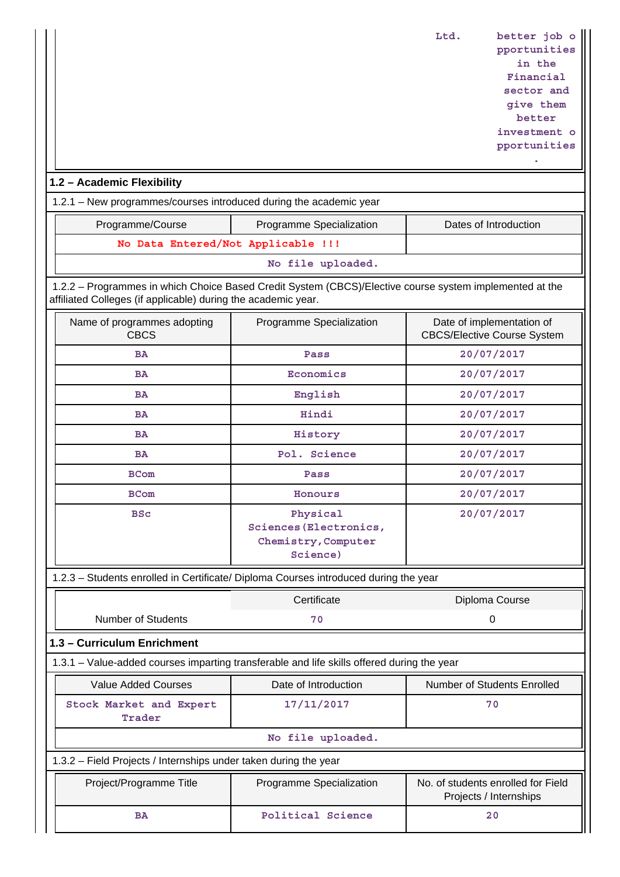| | Ltd. | better job opportunities in the Financial sector and give them better investment opportunities. |
|---|---|---|

## 1.2 – Academic Flexibility

1.2.1 – New programmes/courses introduced during the academic year

| Programme/Course | Programme Specialization | Dates of Introduction |
|---|---|---|
| No Data Entered/Not Applicable !!! | | |
| No file uploaded. | | |

1.2.2 – Programmes in which Choice Based Credit System (CBCS)/Elective course system implemented at the affiliated Colleges (if applicable) during the academic year.

| Name of programmes adopting CBCS | Programme Specialization | Date of implementation of CBCS/Elective Course System |
|---|---|---|
| BA | Pass | 20/07/2017 |
| BA | Economics | 20/07/2017 |
| BA | English | 20/07/2017 |
| BA | Hindi | 20/07/2017 |
| BA | History | 20/07/2017 |
| BA | Pol. Science | 20/07/2017 |
| BCom | Pass | 20/07/2017 |
| BCom | Honours | 20/07/2017 |
| BSc | Physical Sciences(Electronics, Chemistry,Computer Science) | 20/07/2017 |

1.2.3 – Students enrolled in Certificate/ Diploma Courses introduced during the year

| | Certificate | Diploma Course |
|---|---|---|
| Number of Students | 70 | 0 |

## 1.3 – Curriculum Enrichment

1.3.1 – Value-added courses imparting transferable and life skills offered during the year

| Value Added Courses | Date of Introduction | Number of Students Enrolled |
|---|---|---|
| Stock Market and Expert Trader | 17/11/2017 | 70 |
| No file uploaded. | | |

1.3.2 – Field Projects / Internships under taken during the year

| Project/Programme Title | Programme Specialization | No. of students enrolled for Field Projects / Internships |
|---|---|---|
| BA | Political Science | 20 |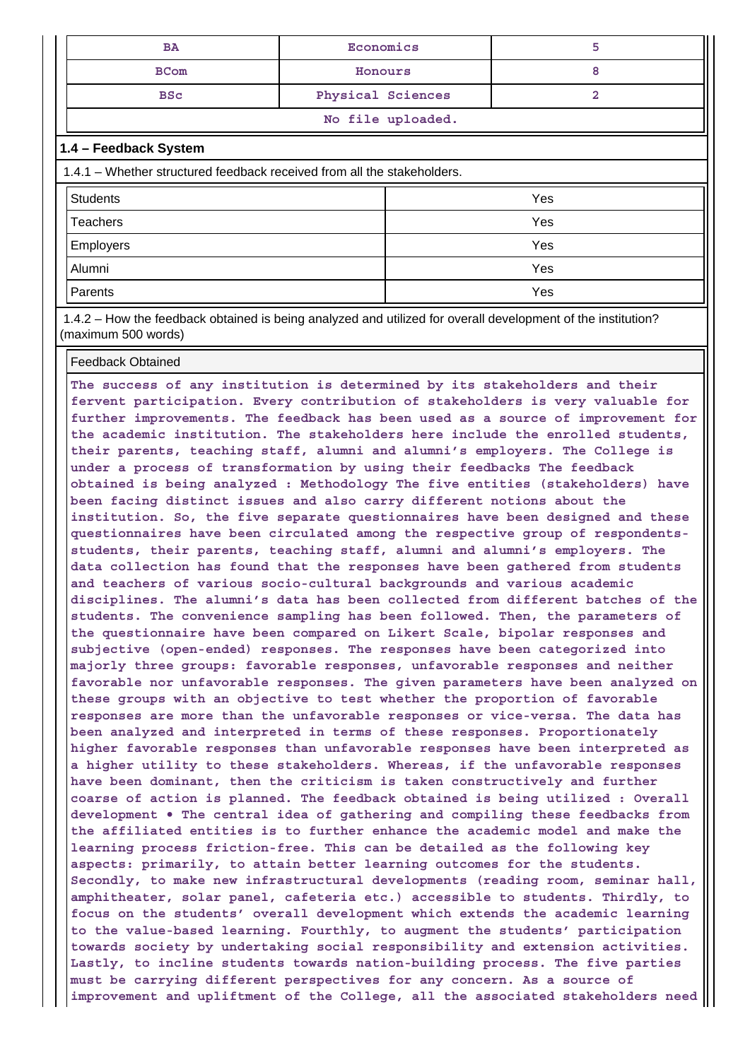| BA | Economics | 5 |
|---|---|---|
| BCom | Honours | 8 |
| BSc | Physical Sciences | 2 |
| No file uploaded. | | |

**1.4 – Feedback System**

1.4.1 – Whether structured feedback received from all the stakeholders.

| Students | Yes |
|---|---|
| Teachers | Yes |
| Employers | Yes |
| Alumni | Yes |
| Parents | Yes |

1.4.2 – How the feedback obtained is being analyzed and utilized for overall development of the institution? (maximum 500 words)

| Feedback Obtained |
|---|
| The success of any institution is determined by its stakeholders and their fervent participation. Every contribution of stakeholders is very valuable for further improvements. The feedback has been used as a source of improvement for the academic institution. The stakeholders here include the enrolled students, their parents, teaching staff, alumni and alumni's employers. The College is under a process of transformation by using their feedbacks The feedback obtained is being analyzed : Methodology The five entities (stakeholders) have been facing distinct issues and also carry different notions about the institution. So, the five separate questionnaires have been designed and these questionnaires have been circulated among the respective group of respondents- students, their parents, teaching staff, alumni and alumni's employers. The data collection has found that the responses have been gathered from students and teachers of various socio-cultural backgrounds and various academic disciplines. The alumni's data has been collected from different batches of the students. The convenience sampling has been followed. Then, the parameters of the questionnaire have been compared on Likert Scale, bipolar responses and subjective (open-ended) responses. The responses have been categorized into majorly three groups: favorable responses, unfavorable responses and neither favorable nor unfavorable responses. The given parameters have been analyzed on these groups with an objective to test whether the proportion of favorable responses are more than the unfavorable responses or vice-versa. The data has been analyzed and interpreted in terms of these responses. Proportionately higher favorable responses than unfavorable responses have been interpreted as a higher utility to these stakeholders. Whereas, if the unfavorable responses have been dominant, then the criticism is taken constructively and further coarse of action is planned. The feedback obtained is being utilized : Overall development • The central idea of gathering and compiling these feedbacks from the affiliated entities is to further enhance the academic model and make the learning process friction-free. This can be detailed as the following key aspects: primarily, to attain better learning outcomes for the students. Secondly, to make new infrastructural developments (reading room, seminar hall, amphitheater, solar panel, cafeteria etc.) accessible to students. Thirdly, to focus on the students' overall development which extends the academic learning to the value-based learning. Fourthly, to augment the students' participation towards society by undertaking social responsibility and extension activities. Lastly, to incline students towards nation-building process. The five parties must be carrying different perspectives for any concern. As a source of improvement and upliftment of the College, all the associated stakeholders need |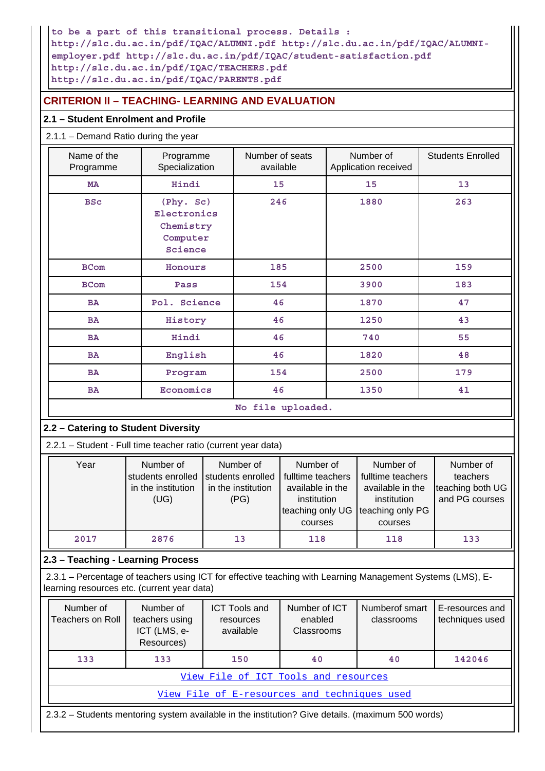to be a part of this transitional process. Details : http://slc.du.ac.in/pdf/IQAC/ALUMNI.pdf http://slc.du.ac.in/pdf/IQAC/ALUMNI-employer.pdf http://slc.du.ac.in/pdf/IQAC/student-satisfaction.pdf http://slc.du.ac.in/pdf/IQAC/TEACHERS.pdf http://slc.du.ac.in/pdf/IQAC/PARENTS.pdf

## CRITERION II – TEACHING- LEARNING AND EVALUATION

### 2.1 – Student Enrolment and Profile

2.1.1 – Demand Ratio during the year

| Name of the Programme | Programme Specialization | Number of seats available | Number of Application received | Students Enrolled |
|---|---|---|---|---|
| MA | Hindi | 15 | 15 | 13 |
| BSc | (Phy. Sc) Electronics Chemistry Computer Science | 246 | 1880 | 263 |
| BCom | Honours | 185 | 2500 | 159 |
| BCom | Pass | 154 | 3900 | 183 |
| BA | Pol. Science | 46 | 1870 | 47 |
| BA | History | 46 | 1250 | 43 |
| BA | Hindi | 46 | 740 | 55 |
| BA | English | 46 | 1820 | 48 |
| BA | Program | 154 | 2500 | 179 |
| BA | Economics | 46 | 1350 | 41 |

No file uploaded.

### 2.2 – Catering to Student Diversity

2.2.1 – Student - Full time teacher ratio (current year data)

| Year | Number of students enrolled in the institution (UG) | Number of students enrolled in the institution (PG) | Number of fulltime teachers available in the institution teaching only UG courses | Number of fulltime teachers available in the institution teaching only PG courses | Number of teachers teaching both UG and PG courses |
|---|---|---|---|---|---|
| 2017 | 2876 | 13 | 118 | 118 | 133 |

### 2.3 – Teaching - Learning Process

2.3.1 – Percentage of teachers using ICT for effective teaching with Learning Management Systems (LMS), E-learning resources etc. (current year data)

| Number of Teachers on Roll | Number of teachers using ICT (LMS, e-Resources) | ICT Tools and resources available | Number of ICT enabled Classrooms | Numberof smart classrooms | E-resources and techniques used |
|---|---|---|---|---|---|
| 133 | 133 | 150 | 40 | 40 | 142046 |

View File of ICT Tools and resources

View File of E-resources and techniques used

2.3.2 – Students mentoring system available in the institution? Give details. (maximum 500 words)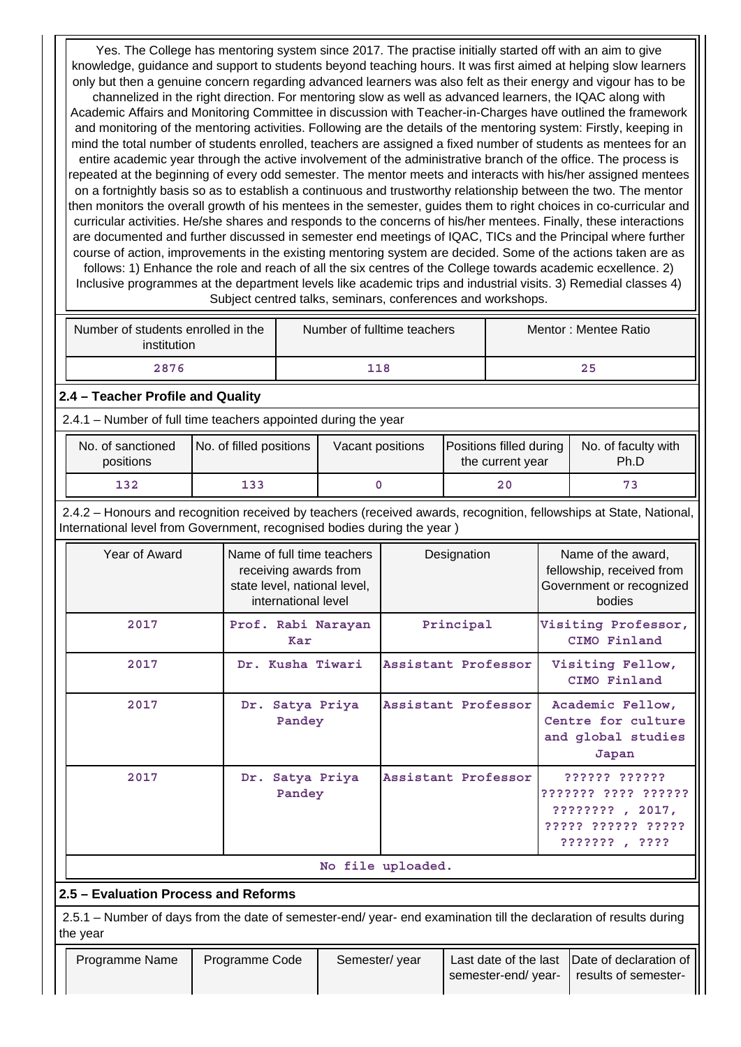| Yes. The College has mentoring system since 2017. The practise initially started off with an aim to give knowledge, guidance and support to students beyond teaching hours. It was first aimed at helping slow learners only but then a genuine concern regarding advanced learners was also felt as their energy and vigour has to be channelized in the right direction. For mentoring slow as well as advanced learners, the IQAC along with Academic Affairs and Monitoring Committee in discussion with Teacher-in-Charges have outlined the framework and monitoring of the mentoring activities. Following are the details of the mentoring system: Firstly, keeping in mind the total number of students enrolled, teachers are assigned a fixed number of students as mentees for an entire academic year through the active involvement of the administrative branch of the office. The process is repeated at the beginning of every odd semester. The mentor meets and interacts with his/her assigned mentees on a fortnightly basis so as to establish a continuous and trustworthy relationship between the two. The mentor then monitors the overall growth of his mentees in the semester, guides them to right choices in co-curricular and curricular activities. He/she shares and responds to the concerns of his/her mentees. Finally, these interactions are documented and further discussed in semester end meetings of IQAC, TICs and the Principal where further course of action, improvements in the existing mentoring system are decided. Some of the actions taken are as follows: 1) Enhance the role and reach of all the six centres of the College towards academic ecxellence. 2) Inclusive programmes at the department levels like academic trips and industrial visits. 3) Remedial classes 4) Subject centred talks, seminars, conferences and workshops. |
|---|

| Number of students enrolled in the institution | Number of fulltime teachers | Mentor : Mentee Ratio |
|---|---|---|
| 2876 | 118 | 25 |

## 2.4 – Teacher Profile and Quality

2.4.1 – Number of full time teachers appointed during the year

| No. of sanctioned positions | No. of filled positions | Vacant positions | Positions filled during the current year | No. of faculty with Ph.D |
|---|---|---|---|---|
| 132 | 133 | 0 | 20 | 73 |

2.4.2 – Honours and recognition received by teachers (received awards, recognition, fellowships at State, National, International level from Government, recognised bodies during the year )

| Year of Award | Name of full time teachers receiving awards from state level, national level, international level | Designation | Name of the award, fellowship, received from Government or recognized bodies |
|---|---|---|---|
| 2017 | Prof. Rabi Narayan Kar | Principal | Visiting Professor, CIMO Finland |
| 2017 | Dr. Kusha Tiwari | Assistant Professor | Visiting Fellow, CIMO Finland |
| 2017 | Dr. Satya Priya Pandey | Assistant Professor | Academic Fellow, Centre for culture and global studies Japan |
| 2017 | Dr. Satya Priya Pandey | Assistant Professor | ?????? ?????? ??????? ???? ?????? ???????? , 2017, ????? ?????? ????? ??????? , ???? |
| No file uploaded. | | | |

## 2.5 – Evaluation Process and Reforms

2.5.1 – Number of days from the date of semester-end/ year- end examination till the declaration of results during the year

| Programme Name | Programme Code | Semester/ year | Last date of the last semester-end/ year- | Date of declaration of results of semester- |
|---|---|---|---|---|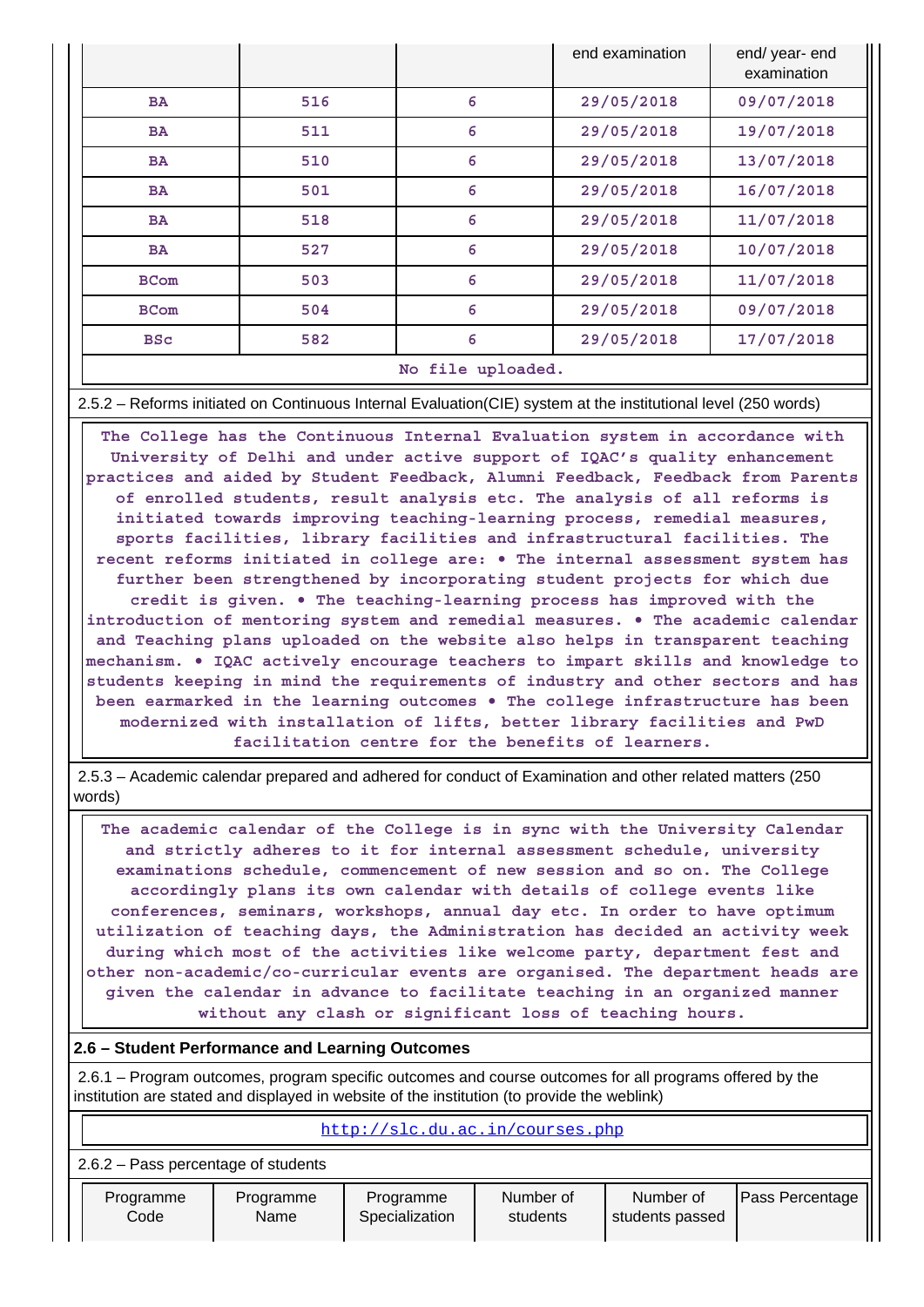| | | | end examination | end/ year- end examination |
|---|---|---|---|---|
| BA | 516 | 6 | 29/05/2018 | 09/07/2018 |
| BA | 511 | 6 | 29/05/2018 | 19/07/2018 |
| BA | 510 | 6 | 29/05/2018 | 13/07/2018 |
| BA | 501 | 6 | 29/05/2018 | 16/07/2018 |
| BA | 518 | 6 | 29/05/2018 | 11/07/2018 |
| BA | 527 | 6 | 29/05/2018 | 10/07/2018 |
| BCom | 503 | 6 | 29/05/2018 | 11/07/2018 |
| BCom | 504 | 6 | 29/05/2018 | 09/07/2018 |
| BSc | 582 | 6 | 29/05/2018 | 17/07/2018 |

No file uploaded.

2.5.2 – Reforms initiated on Continuous Internal Evaluation(CIE) system at the institutional level (250 words)

The College has the Continuous Internal Evaluation system in accordance with University of Delhi and under active support of IQAC's quality enhancement practices and aided by Student Feedback, Alumni Feedback, Feedback from Parents of enrolled students, result analysis etc. The analysis of all reforms is initiated towards improving teaching-learning process, remedial measures, sports facilities, library facilities and infrastructural facilities. The recent reforms initiated in college are: • The internal assessment system has further been strengthened by incorporating student projects for which due credit is given. • The teaching-learning process has improved with the introduction of mentoring system and remedial measures. • The academic calendar and Teaching plans uploaded on the website also helps in transparent teaching mechanism. • IQAC actively encourage teachers to impart skills and knowledge to students keeping in mind the requirements of industry and other sectors and has been earmarked in the learning outcomes • The college infrastructure has been modernized with installation of lifts, better library facilities and PwD facilitation centre for the benefits of learners.

2.5.3 – Academic calendar prepared and adhered for conduct of Examination and other related matters (250 words)

The academic calendar of the College is in sync with the University Calendar and strictly adheres to it for internal assessment schedule, university examinations schedule, commencement of new session and so on. The College accordingly plans its own calendar with details of college events like conferences, seminars, workshops, annual day etc. In order to have optimum utilization of teaching days, the Administration has decided an activity week during which most of the activities like welcome party, department fest and other non-academic/co-curricular events are organised. The department heads are given the calendar in advance to facilitate teaching in an organized manner without any clash or significant loss of teaching hours.

## 2.6 – Student Performance and Learning Outcomes

2.6.1 – Program outcomes, program specific outcomes and course outcomes for all programs offered by the institution are stated and displayed in website of the institution (to provide the weblink)

http://slc.du.ac.in/courses.php

2.6.2 – Pass percentage of students

| Programme Code | Programme Name | Programme Specialization | Number of students | Number of students passed | Pass Percentage |
|---|---|---|---|---|---|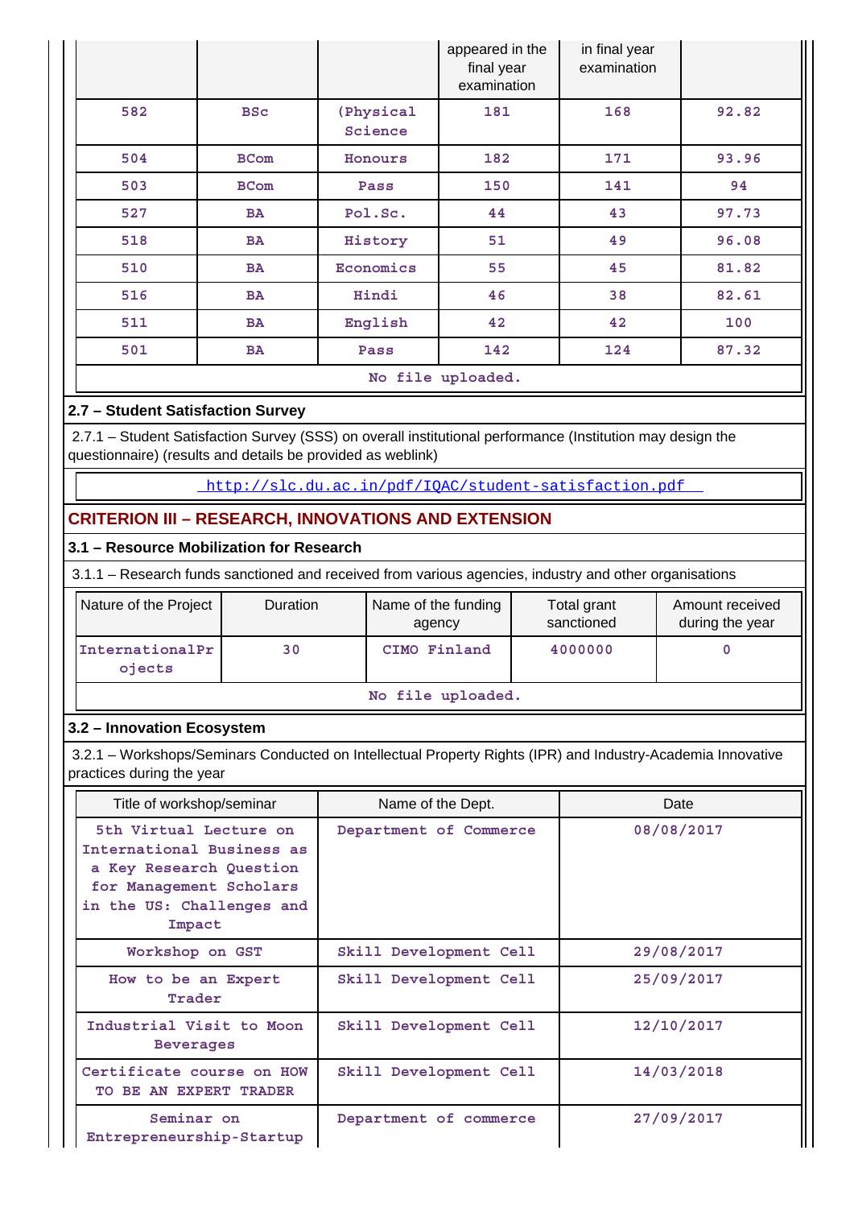| | | | appeared in the final year examination | in final year examination | |
|---|---|---|---|---|---|
| 582 | BSc | (Physical Science | 181 | 168 | 92.82 |
| 504 | BCom | Honours | 182 | 171 | 93.96 |
| 503 | BCom | Pass | 150 | 141 | 94 |
| 527 | BA | Pol.Sc. | 44 | 43 | 97.73 |
| 518 | BA | History | 51 | 49 | 96.08 |
| 510 | BA | Economics | 55 | 45 | 81.82 |
| 516 | BA | Hindi | 46 | 38 | 82.61 |
| 511 | BA | English | 42 | 42 | 100 |
| 501 | BA | Pass | 142 | 124 | 87.32 |

No file uploaded.

### 2.7 – Student Satisfaction Survey

2.7.1 – Student Satisfaction Survey (SSS) on overall institutional performance (Institution may design the questionnaire) (results and details be provided as weblink)

http://slc.du.ac.in/pdf/IQAC/student-satisfaction.pdf

## CRITERION III – RESEARCH, INNOVATIONS AND EXTENSION

### 3.1 – Resource Mobilization for Research

3.1.1 – Research funds sanctioned and received from various agencies, industry and other organisations

| Nature of the Project | Duration | Name of the funding agency | Total grant sanctioned | Amount received during the year |
|---|---|---|---|---|
| InternationalProjects | 30 | CIMO Finland | 4000000 | 0 |

No file uploaded.

### 3.2 – Innovation Ecosystem

3.2.1 – Workshops/Seminars Conducted on Intellectual Property Rights (IPR) and Industry-Academia Innovative practices during the year

| Title of workshop/seminar | Name of the Dept. | Date |
|---|---|---|
| 5th Virtual Lecture on International Business as a Key Research Question for Management Scholars in the US: Challenges and Impact | Department of Commerce | 08/08/2017 |
| Workshop on GST | Skill Development Cell | 29/08/2017 |
| How to be an Expert Trader | Skill Development Cell | 25/09/2017 |
| Industrial Visit to Moon Beverages | Skill Development Cell | 12/10/2017 |
| Certificate course on HOW TO BE AN EXPERT TRADER | Skill Development Cell | 14/03/2018 |
| Seminar on Entrepreneurship-Startup | Department of commerce | 27/09/2017 |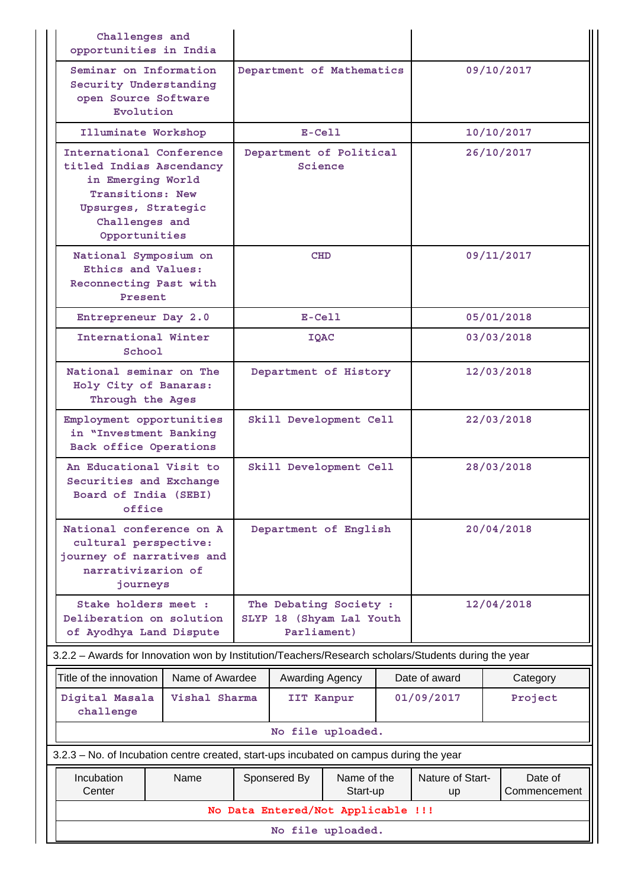| | | |
|---|---|---|
| Challenges and opportunities in India | | |
| Seminar on Information Security Understanding open Source Software Evolution | Department of Mathematics | 09/10/2017 |
| Illuminate Workshop | E-Cell | 10/10/2017 |
| International Conference titled Indias Ascendancy in Emerging World Transitions: New Upsurges, Strategic Challenges and Opportunities | Department of Political Science | 26/10/2017 |
| National Symposium on Ethics and Values: Reconnecting Past with Present | CHD | 09/11/2017 |
| Entrepreneur Day 2.0 | E-Cell | 05/01/2018 |
| International Winter School | IQAC | 03/03/2018 |
| National seminar on The Holy City of Banaras: Through the Ages | Department of History | 12/03/2018 |
| Employment opportunities in "Investment Banking Back office Operations | Skill Development Cell | 22/03/2018 |
| An Educational Visit to Securities and Exchange Board of India (SEBI) office | Skill Development Cell | 28/03/2018 |
| National conference on A cultural perspective: journey of narratives and narrativizarion of journeys | Department of English | 20/04/2018 |
| Stake holders meet : Deliberation on solution of Ayodhya Land Dispute | The Debating Society : SLYP 18 (Shyam Lal Youth Parliament) | 12/04/2018 |

3.2.2 – Awards for Innovation won by Institution/Teachers/Research scholars/Students during the year

| Title of the innovation | Name of Awardee | Awarding Agency | Date of award | Category |
|---|---|---|---|---|
| Digital Masala challenge | Vishal Sharma | IIT Kanpur | 01/09/2017 | Project |

No file uploaded.

3.2.3 – No. of Incubation centre created, start-ups incubated on campus during the year

| Incubation Center | Name | Sponsered By | Name of the Start-up | Nature of Start-up | Date of Commencement |
|---|---|---|---|---|---|
| No Data Entered/Not Applicable !!! | | | | | |

No file uploaded.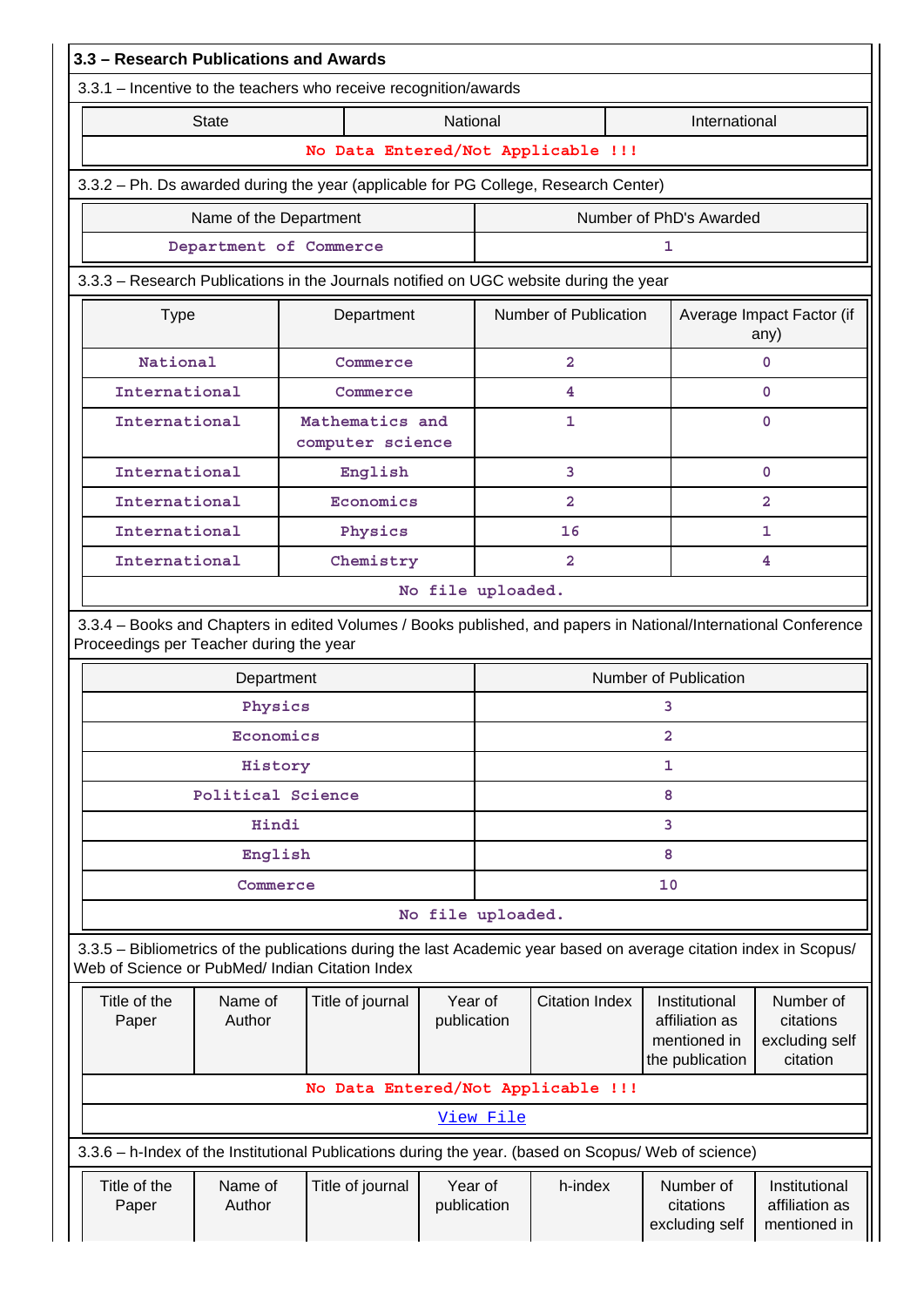## 3.3 – Research Publications and Awards

3.3.1 – Incentive to the teachers who receive recognition/awards

| State | National | International |
|---|---|---|
| No Data Entered/Not Applicable !!! | | |

3.3.2 – Ph. Ds awarded during the year (applicable for PG College, Research Center)

| Name of the Department | Number of PhD's Awarded |
|---|---|
| Department of Commerce | 1 |

3.3.3 – Research Publications in the Journals notified on UGC website during the year

| Type | Department | Number of Publication | Average Impact Factor (if any) |
|---|---|---|---|
| National | Commerce | 2 | 0 |
| International | Commerce | 4 | 0 |
| International | Mathematics and computer science | 1 | 0 |
| International | English | 3 | 0 |
| International | Economics | 2 | 2 |
| International | Physics | 16 | 1 |
| International | Chemistry | 2 | 4 |

No file uploaded.

3.3.4 – Books and Chapters in edited Volumes / Books published, and papers in National/International Conference Proceedings per Teacher during the year

| Department | Number of Publication |
|---|---|
| Physics | 3 |
| Economics | 2 |
| History | 1 |
| Political Science | 8 |
| Hindi | 3 |
| English | 8 |
| Commerce | 10 |

No file uploaded.

3.3.5 – Bibliometrics of the publications during the last Academic year based on average citation index in Scopus/ Web of Science or PubMed/ Indian Citation Index

| Title of the Paper | Name of Author | Title of journal | Year of publication | Citation Index | Institutional affiliation as mentioned in the publication | Number of citations excluding self citation |
|---|---|---|---|---|---|---|
| No Data Entered/Not Applicable !!! | | | | | | |

View File

3.3.6 – h-Index of the Institutional Publications during the year. (based on Scopus/ Web of science)

| Title of the Paper | Name of Author | Title of journal | Year of publication | h-index | Number of citations excluding self | Institutional affiliation as mentioned in |
|---|---|---|---|---|---|---|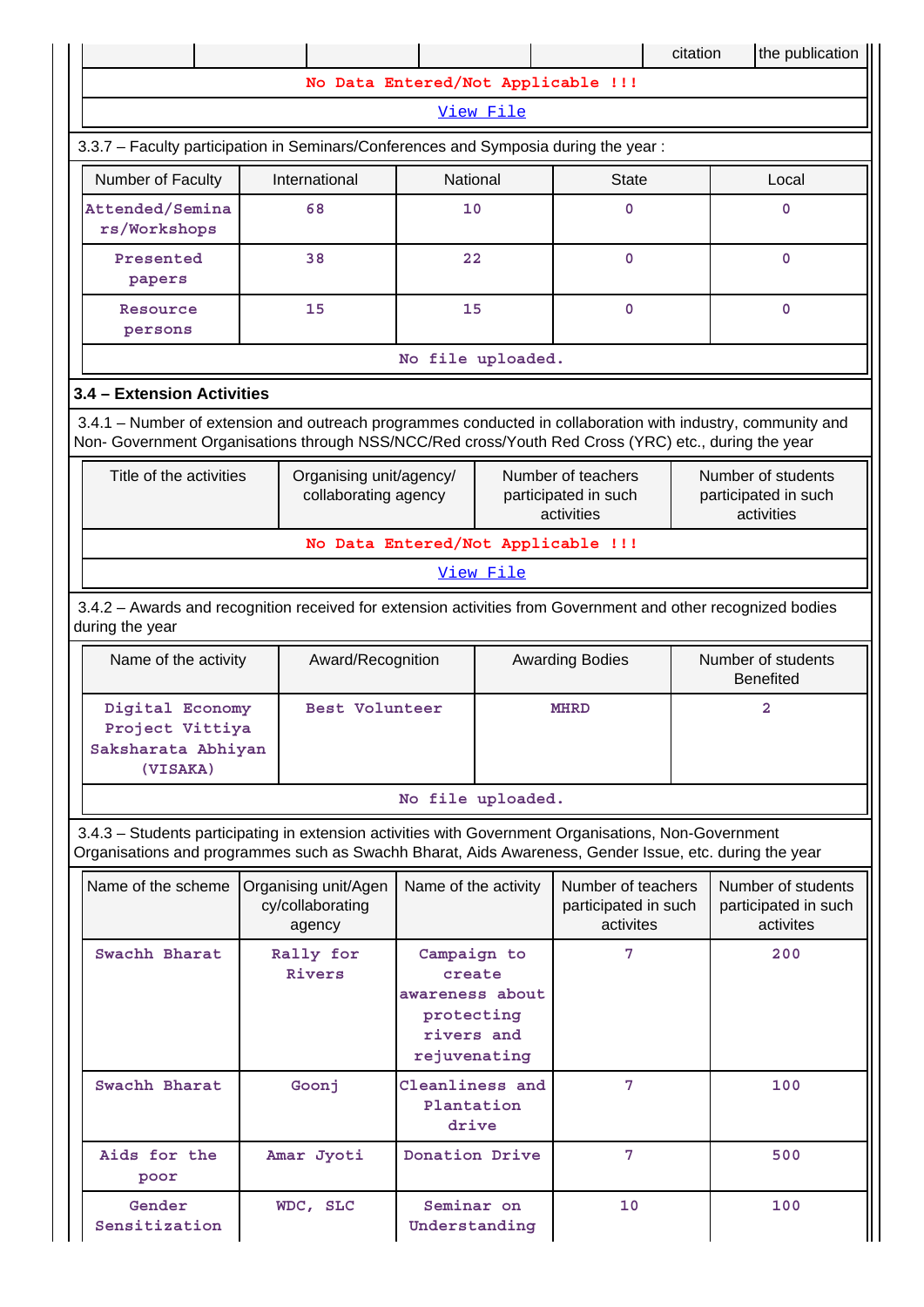| | | | | | citation | the publication |
|---|---|---|---|---|---|---|
| No Data Entered/Not Applicable !!! | | | | | | |
| View File | | | | | | |

3.3.7 – Faculty participation in Seminars/Conferences and Symposia during the year :

| Number of Faculty | International | National | State | Local |
|---|---|---|---|---|
| Attended/Seminars/Workshops | 68 | 10 | 0 | 0 |
| Presented papers | 38 | 22 | 0 | 0 |
| Resource persons | 15 | 15 | 0 | 0 |
| No file uploaded. | | | | |

**3.4 – Extension Activities**

3.4.1 – Number of extension and outreach programmes conducted in collaboration with industry, community and Non- Government Organisations through NSS/NCC/Red cross/Youth Red Cross (YRC) etc., during the year

| Title of the activities | Organising unit/agency/ collaborating agency | Number of teachers participated in such activities | Number of students participated in such activities |
|---|---|---|---|
| No Data Entered/Not Applicable !!! | | | |
| View File | | | |

3.4.2 – Awards and recognition received for extension activities from Government and other recognized bodies during the year

| Name of the activity | Award/Recognition | Awarding Bodies | Number of students Benefited |
|---|---|---|---|
| Digital Economy Project Vittiya Saksharata Abhiyan (VISAKA) | Best Volunteer | MHRD | 2 |
| No file uploaded. | | | |

3.4.3 – Students participating in extension activities with Government Organisations, Non-Government Organisations and programmes such as Swachh Bharat, Aids Awareness, Gender Issue, etc. during the year

| Name of the scheme | Organising unit/Agency/collaborating agency | Name of the activity | Number of teachers participated in such activites | Number of students participated in such activites |
|---|---|---|---|---|
| Swachh Bharat | Rally for Rivers | Campaign to create awareness about protecting rivers and rejuvenating | 7 | 200 |
| Swachh Bharat | Goonj | Cleanliness and Plantation drive | 7 | 100 |
| Aids for the poor | Amar Jyoti | Donation Drive | 7 | 500 |
| Gender Sensitization | WDC, SLC | Seminar on Understanding | 10 | 100 |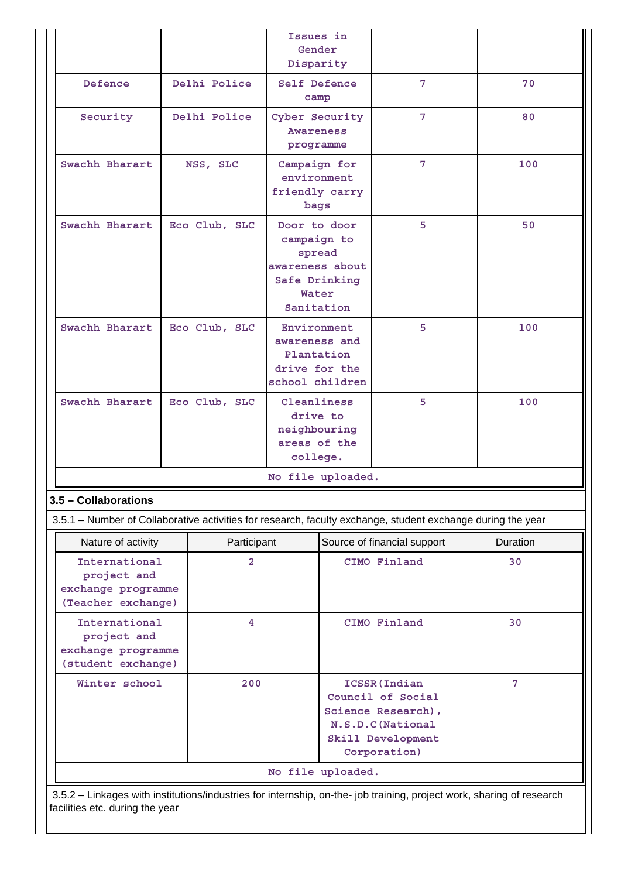| | | Issues in Gender Disparity | | |
|---|---|---|---|---|
| Defence | Delhi Police | Self Defence camp | 7 | 70 |
| Security | Delhi Police | Cyber Security Awareness programme | 7 | 80 |
| Swachh Bharart | NSS, SLC | Campaign for environment friendly carry bags | 7 | 100 |
| Swachh Bharart | Eco Club, SLC | Door to door campaign to spread awareness about Safe Drinking Water Sanitation | 5 | 50 |
| Swachh Bharart | Eco Club, SLC | Environment awareness and Plantation drive for the school children | 5 | 100 |
| Swachh Bharart | Eco Club, SLC | Cleanliness drive to neighbouring areas of the college. | 5 | 100 |

No file uploaded.

### 3.5 – Collaborations

3.5.1 – Number of Collaborative activities for research, faculty exchange, student exchange during the year

| Nature of activity | Participant | Source of financial support | Duration |
|---|---|---|---|
| International project and exchange programme (Teacher exchange) | 2 | CIMO Finland | 30 |
| International project and exchange programme (student exchange) | 4 | CIMO Finland | 30 |
| Winter school | 200 | ICSSR(Indian Council of Social Science Research), N.S.D.C(National Skill Development Corporation) | 7 |

No file uploaded.

3.5.2 – Linkages with institutions/industries for internship, on-the- job training, project work, sharing of research facilities etc. during the year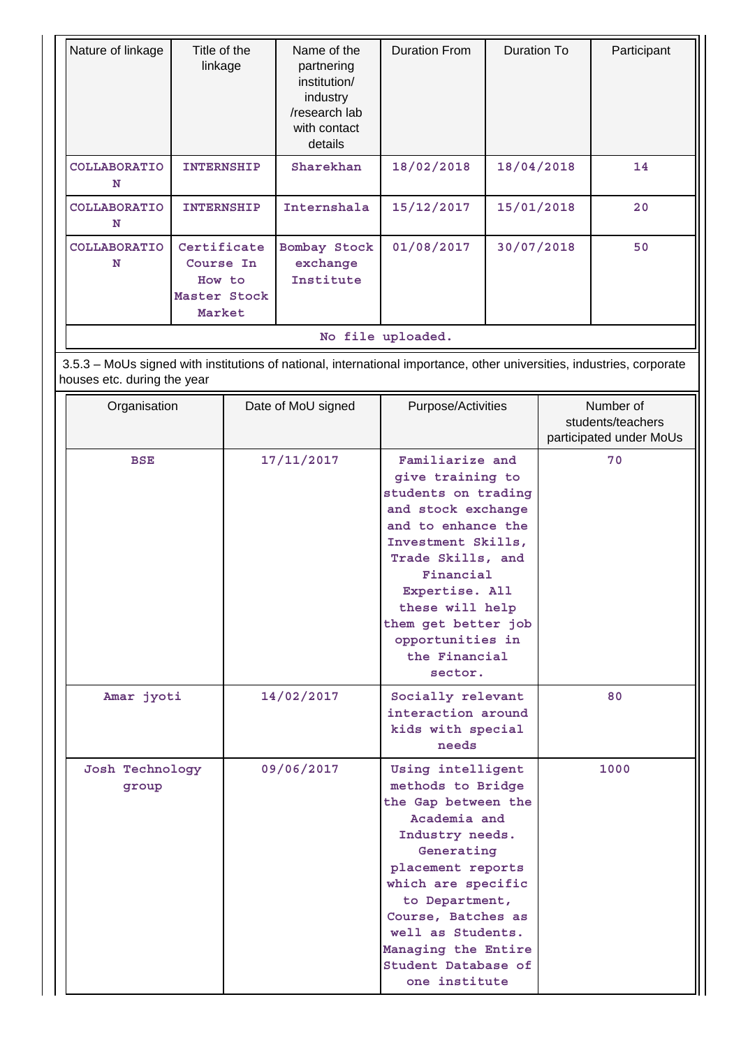| Nature of linkage | Title of the linkage | Name of the partnering institution/ industry /research lab with contact details | Duration From | Duration To | Participant |
|---|---|---|---|---|---|
| COLLABORATION | INTERNSHIP | Sharekhan | 18/02/2018 | 18/04/2018 | 14 |
| COLLABORATION | INTERNSHIP | Internshala | 15/12/2017 | 15/01/2018 | 20 |
| COLLABORATION | Certificate Course In How to Master Stock Market | Bombay Stock exchange Institute | 01/08/2017 | 30/07/2018 | 50 |
| No file uploaded. | | | | | |

3.5.3 – MoUs signed with institutions of national, international importance, other universities, industries, corporate houses etc. during the year

| Organisation | Date of MoU signed | Purpose/Activities | Number of students/teachers participated under MoUs |
|---|---|---|---|
| BSE | 17/11/2017 | Familiarize and give training to students on trading and stock exchange and to enhance the Investment Skills, Trade Skills, and Financial Expertise. All these will help them get better job opportunities in the Financial sector. | 70 |
| Amar jyoti | 14/02/2017 | Socially relevant interaction around kids with special needs | 80 |
| Josh Technology group | 09/06/2017 | Using intelligent methods to Bridge the Gap between the Academia and Industry needs. Generating placement reports which are specific to Department, Course, Batches as well as Students. Managing the Entire Student Database of one institute | 1000 |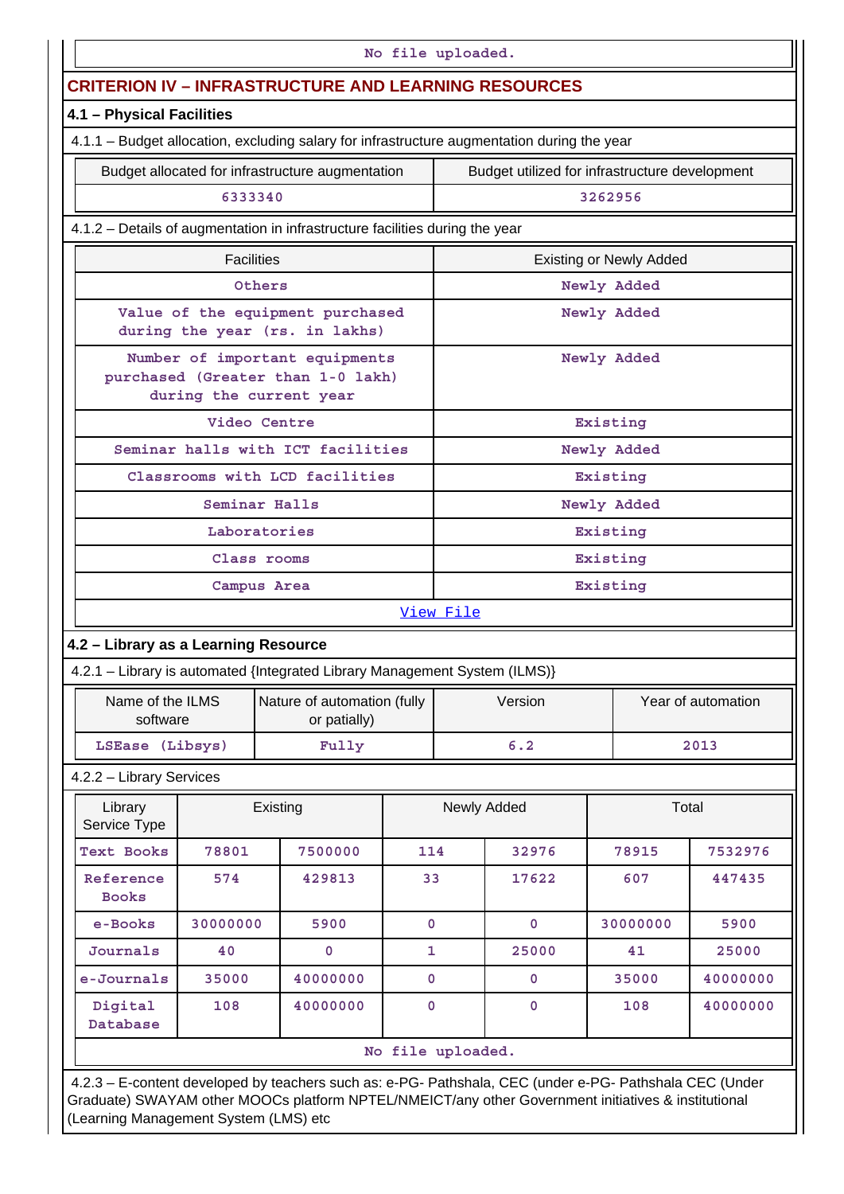No file uploaded.

## CRITERION IV – INFRASTRUCTURE AND LEARNING RESOURCES

### 4.1 – Physical Facilities

4.1.1 – Budget allocation, excluding salary for infrastructure augmentation during the year

| Budget allocated for infrastructure augmentation | Budget utilized for infrastructure development |
|---|---|
| 6333340 | 3262956 |

4.1.2 – Details of augmentation in infrastructure facilities during the year

| Facilities | Existing or Newly Added |
|---|---|
| Others | Newly Added |
| Value of the equipment purchased during the year (rs. in lakhs) | Newly Added |
| Number of important equipments purchased (Greater than 1-0 lakh) during the current year | Newly Added |
| Video Centre | Existing |
| Seminar halls with ICT facilities | Newly Added |
| Classrooms with LCD facilities | Existing |
| Seminar Halls | Newly Added |
| Laboratories | Existing |
| Class rooms | Existing |
| Campus Area | Existing |

View File

### 4.2 – Library as a Learning Resource

4.2.1 – Library is automated {Integrated Library Management System (ILMS)}

| Name of the ILMS software | Nature of automation (fully or patially) | Version | Year of automation |
|---|---|---|---|
| LSEase (Libsys) | Fully | 6.2 | 2013 |

4.2.2 – Library Services

| Library Service Type | Existing | | Newly Added | | Total | |
|---|---|---|---|---|---|---|
| Text Books | 78801 | 7500000 | 114 | 32976 | 78915 | 7532976 |
| Reference Books | 574 | 429813 | 33 | 17622 | 607 | 447435 |
| e-Books | 30000000 | 5900 | 0 | 0 | 30000000 | 5900 |
| Journals | 40 | 0 | 1 | 25000 | 41 | 25000 |
| e-Journals | 35000 | 40000000 | 0 | 0 | 35000 | 40000000 |
| Digital Database | 108 | 40000000 | 0 | 0 | 108 | 40000000 |

No file uploaded.

4.2.3 – E-content developed by teachers such as: e-PG- Pathshala, CEC (under e-PG- Pathshala CEC (Under Graduate) SWAYAM other MOOCs platform NPTEL/NMEICT/any other Government initiatives & institutional (Learning Management System (LMS) etc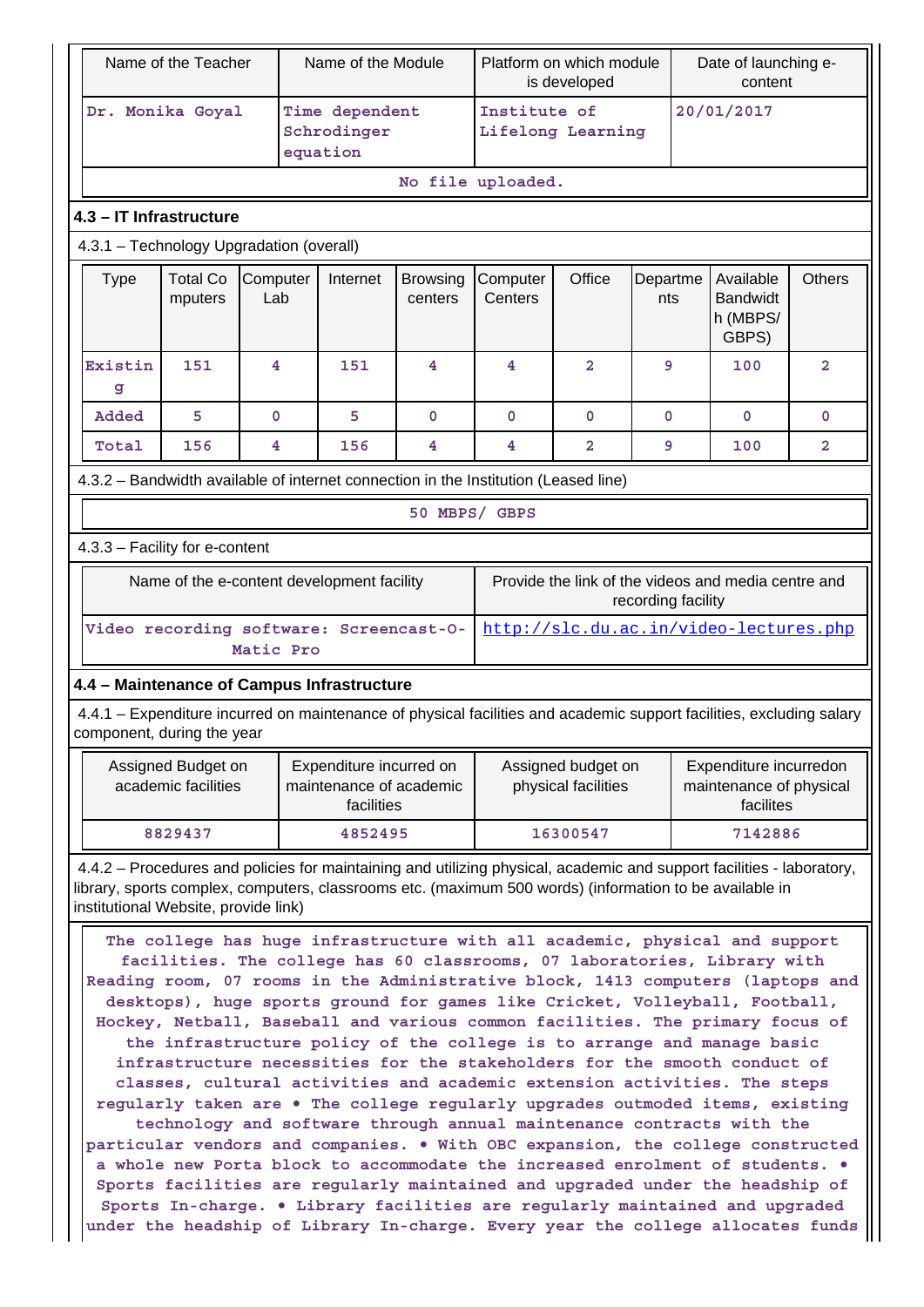| Name of the Teacher | Name of the Module | Platform on which module is developed | Date of launching e-content |
|---|---|---|---|
| Dr. Monika Goyal | Time dependent Schrodinger equation | Institute of Lifelong Learning | 20/01/2017 |
| No file uploaded. | | | |

### 4.3 – IT Infrastructure

4.3.1 – Technology Upgradation (overall)

| Type | Total Computers | Computer Lab | Internet | Browsing centers | Computer Centers | Office | Departments | Available Bandwidth (MBPS/ GBPS) | Others |
|---|---|---|---|---|---|---|---|---|---|
| Existing | 151 | 4 | 151 | 4 | 4 | 2 | 9 | 100 | 2 |
| Added | 5 | 0 | 5 | 0 | 0 | 0 | 0 | 0 | 0 |
| Total | 156 | 4 | 156 | 4 | 4 | 2 | 9 | 100 | 2 |

4.3.2 – Bandwidth available of internet connection in the Institution (Leased line)

50 MBPS/ GBPS

4.3.3 – Facility for e-content

| Name of the e-content development facility | Provide the link of the videos and media centre and recording facility |
|---|---|
| Video recording software: Screencast-O-Matic Pro | http://slc.du.ac.in/video-lectures.php |

### 4.4 – Maintenance of Campus Infrastructure

4.4.1 – Expenditure incurred on maintenance of physical facilities and academic support facilities, excluding salary component, during the year

| Assigned Budget on academic facilities | Expenditure incurred on maintenance of academic facilities | Assigned budget on physical facilities | Expenditure incurredon maintenance of physical facilites |
|---|---|---|---|
| 8829437 | 4852495 | 16300547 | 7142886 |

4.4.2 – Procedures and policies for maintaining and utilizing physical, academic and support facilities - laboratory, library, sports complex, computers, classrooms etc. (maximum 500 words) (information to be available in institutional Website, provide link)

The college has huge infrastructure with all academic, physical and support facilities. The college has 60 classrooms, 07 laboratories, Library with Reading room, 07 rooms in the Administrative block, 1413 computers (laptops and desktops), huge sports ground for games like Cricket, Volleyball, Football, Hockey, Netball, Baseball and various common facilities. The primary focus of the infrastructure policy of the college is to arrange and manage basic infrastructure necessities for the stakeholders for the smooth conduct of classes, cultural activities and academic extension activities. The steps regularly taken are • The college regularly upgrades outmoded items, existing technology and software through annual maintenance contracts with the particular vendors and companies. • With OBC expansion, the college constructed a whole new Porta block to accommodate the increased enrolment of students. • Sports facilities are regularly maintained and upgraded under the headship of Sports In-charge. • Library facilities are regularly maintained and upgraded under the headship of Library In-charge. Every year the college allocates funds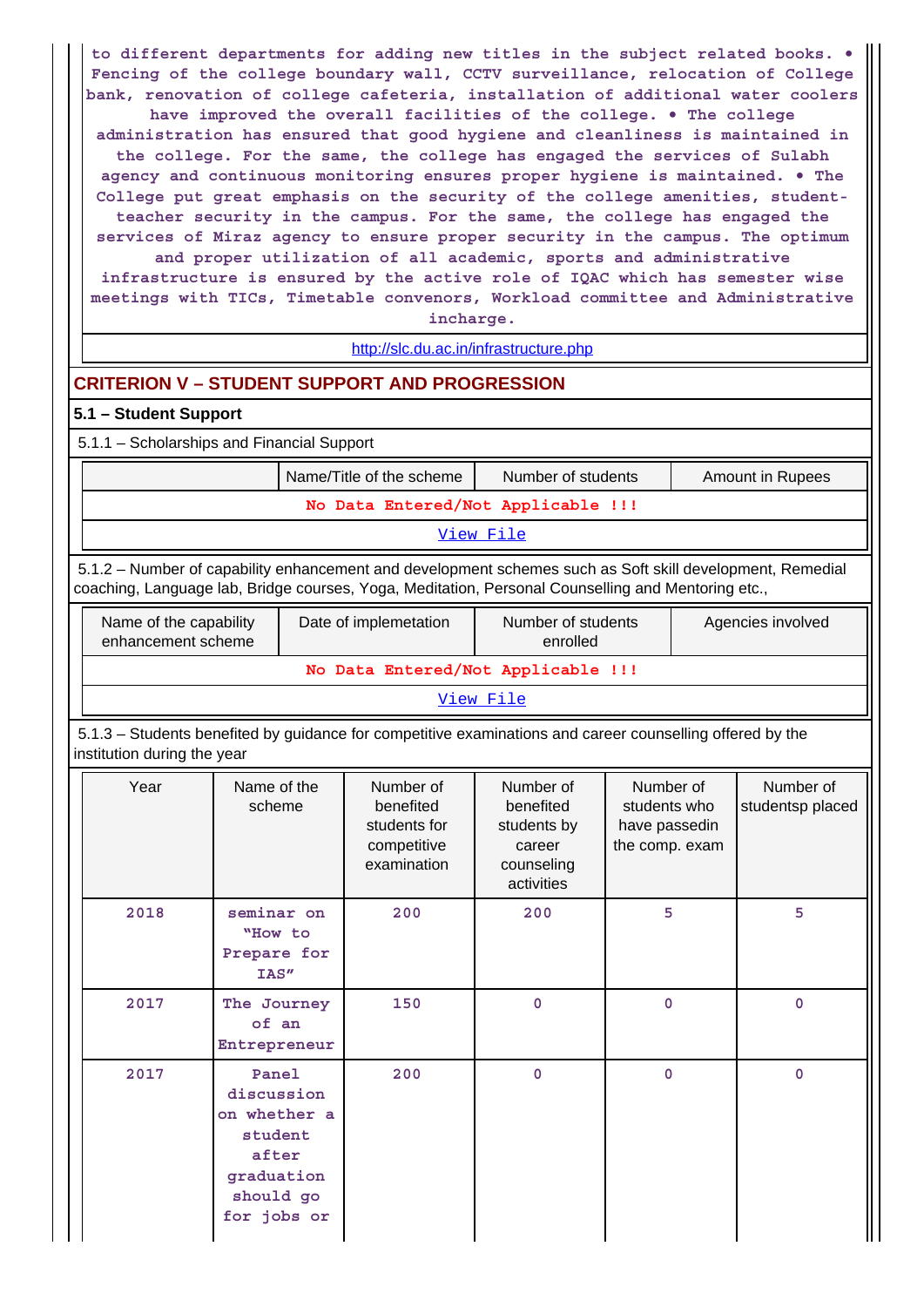to different departments for adding new titles in the subject related books. • Fencing of the college boundary wall, CCTV surveillance, relocation of College bank, renovation of college cafeteria, installation of additional water coolers have improved the overall facilities of the college. • The college administration has ensured that good hygiene and cleanliness is maintained in the college. For the same, the college has engaged the services of Sulabh agency and continuous monitoring ensures proper hygiene is maintained. • The College put great emphasis on the security of the college amenities, student-teacher security in the campus. For the same, the college has engaged the services of Miraz agency to ensure proper security in the campus. The optimum and proper utilization of all academic, sports and administrative infrastructure is ensured by the active role of IQAC which has semester wise meetings with TICs, Timetable convenors, Workload committee and Administrative incharge.

http://slc.du.ac.in/infrastructure.php

## CRITERION V – STUDENT SUPPORT AND PROGRESSION

### 5.1 – Student Support

5.1.1 – Scholarships and Financial Support

| | Name/Title of the scheme | Number of students | Amount in Rupees |
|---|---|---|---|
| No Data Entered/Not Applicable !!! | | | |
| View File | | | |

5.1.2 – Number of capability enhancement and development schemes such as Soft skill development, Remedial coaching, Language lab, Bridge courses, Yoga, Meditation, Personal Counselling and Mentoring etc.,

| Name of the capability enhancement scheme | Date of implemetation | Number of students enrolled | Agencies involved |
|---|---|---|---|
| No Data Entered/Not Applicable !!! | | | |
| View File | | | |

5.1.3 – Students benefited by guidance for competitive examinations and career counselling offered by the institution during the year

| Year | Name of the scheme | Number of benefited students for competitive examination | Number of benefited students by career counseling activities | Number of students who have passedin the comp. exam | Number of studentsp placed |
|---|---|---|---|---|---|
| 2018 | seminar on "How to Prepare for IAS" | 200 | 200 | 5 | 5 |
| 2017 | The Journey of an Entrepreneur | 150 | 0 | 0 | 0 |
| 2017 | Panel discussion on whether a student after graduation should go for jobs or | 200 | 0 | 0 | 0 |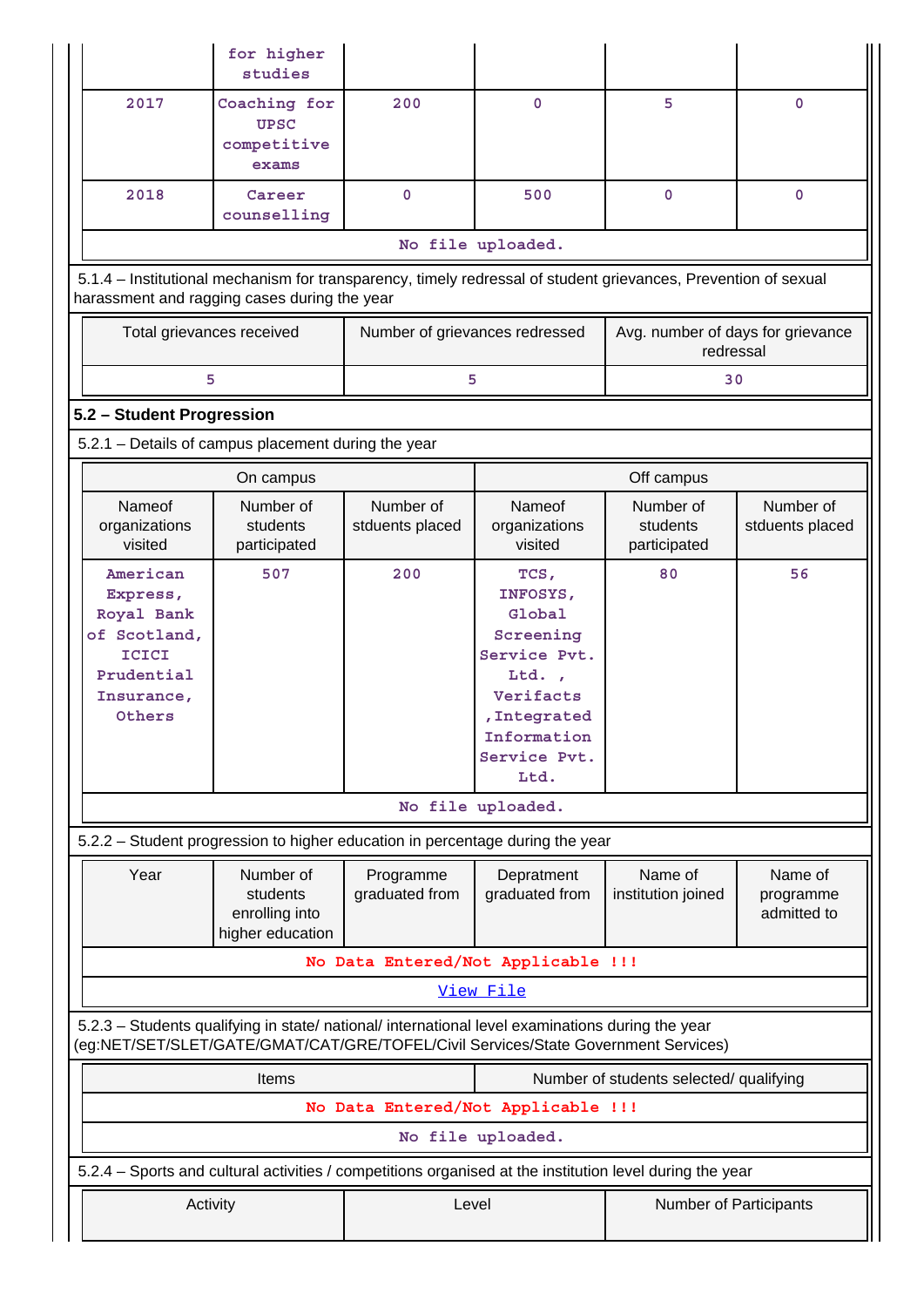| | for higher studies | | | | |
|---|---|---|---|---|---|
| 2017 | Coaching for UPSC competitive exams | 200 | 0 | 5 | 0 |
| 2018 | Career counselling | 0 | 500 | 0 | 0 |
| No file uploaded. | | | | | |

5.1.4 – Institutional mechanism for transparency, timely redressal of student grievances, Prevention of sexual harassment and ragging cases during the year

| Total grievances received | Number of grievances redressed | Avg. number of days for grievance redressal |
|---|---|---|
| 5 | 5 | 30 |

## 5.2 – Student Progression

5.2.1 – Details of campus placement during the year

| On campus | | | Off campus | | |
|---|---|---|---|---|---|
| Nameof organizations visited | Number of students participated | Number of stduents placed | Nameof organizations visited | Number of students participated | Number of stduents placed |
| American Express, Royal Bank of Scotland, ICICI Prudential Insurance, Others | 507 | 200 | TCS, INFOSYS, Global Screening Service Pvt. Ltd. , Verifacts ,Integrated Information Service Pvt. Ltd. | 80 | 56 |
| No file uploaded. | | | | | |

5.2.2 – Student progression to higher education in percentage during the year

| Year | Number of students enrolling into higher education | Programme graduated from | Depratment graduated from | Name of institution joined | Name of programme admitted to |
|---|---|---|---|---|---|
| No Data Entered/Not Applicable !!! | | | | | |
| View File | | | | | |

5.2.3 – Students qualifying in state/ national/ international level examinations during the year (eg:NET/SET/SLET/GATE/GMAT/CAT/GRE/TOFEL/Civil Services/State Government Services)

| Items | Number of students selected/ qualifying |
|---|---|
| No Data Entered/Not Applicable !!! | |
| No file uploaded. | |

5.2.4 – Sports and cultural activities / competitions organised at the institution level during the year

| Activity | Level | Number of Participants |
|---|---|---|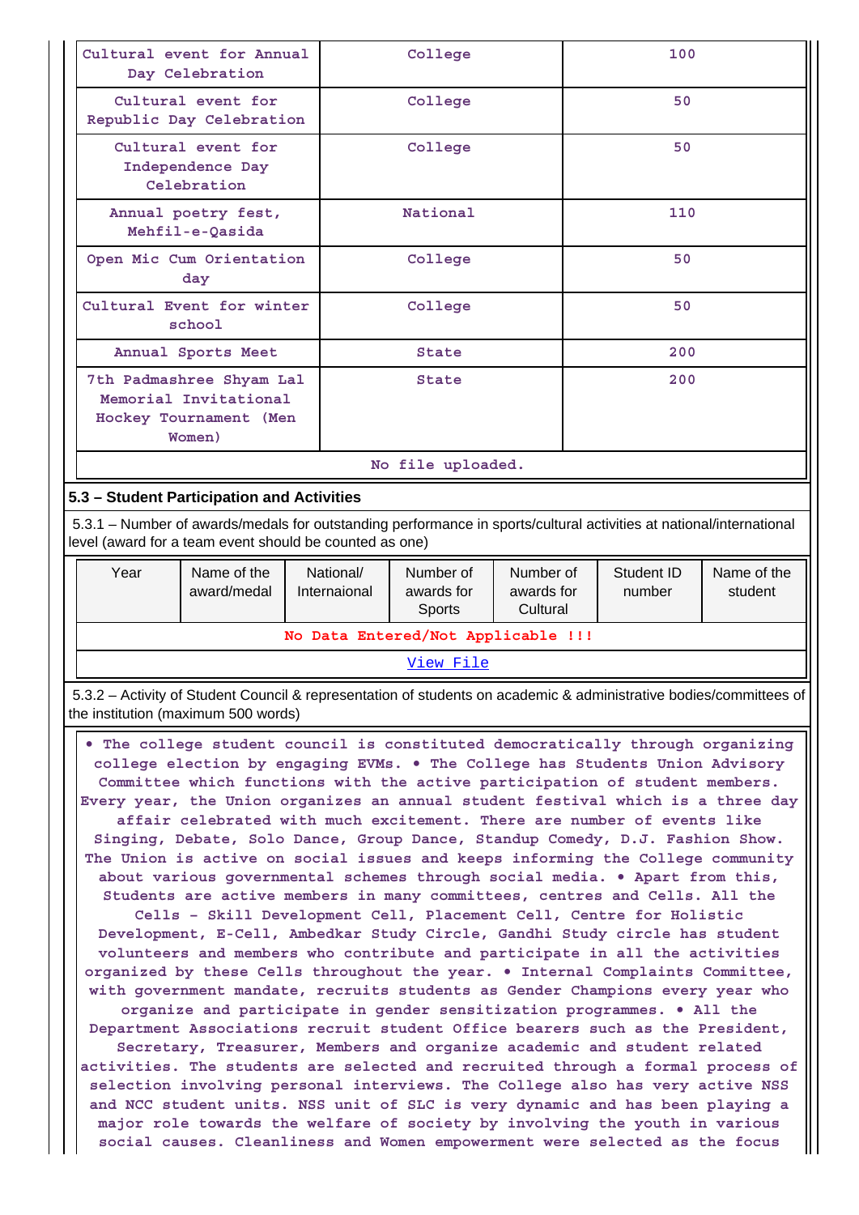| Cultural event for Annual Day Celebration | College | 100 |
|---|---|---|
| Cultural event for Republic Day Celebration | College | 50 |
| Cultural event for Independence Day Celebration | College | 50 |
| Annual poetry fest, Mehfil-e-Qasida | National | 110 |
| Open Mic Cum Orientation day | College | 50 |
| Cultural Event for winter school | College | 50 |
| Annual Sports Meet | State | 200 |
| 7th Padmashree Shyam Lal Memorial Invitational Hockey Tournament (Men Women) | State | 200 |
| No file uploaded. | | |

### 5.3 – Student Participation and Activities

5.3.1 – Number of awards/medals for outstanding performance in sports/cultural activities at national/international level (award for a team event should be counted as one)

| Year | Name of the award/medal | National/ Internaional | Number of awards for Sports | Number of awards for Cultural | Student ID number | Name of the student |
|---|---|---|---|---|---|---|
| No Data Entered/Not Applicable !!! | | | | | | |
| View File | | | | | | |

5.3.2 – Activity of Student Council & representation of students on academic & administrative bodies/committees of the institution (maximum 500 words)

• The college student council is constituted democratically through organizing college election by engaging EVMs. • The College has Students Union Advisory Committee which functions with the active participation of student members. Every year, the Union organizes an annual student festival which is a three day affair celebrated with much excitement. There are number of events like Singing, Debate, Solo Dance, Group Dance, Standup Comedy, D.J. Fashion Show. The Union is active on social issues and keeps informing the College community about various governmental schemes through social media. • Apart from this, Students are active members in many committees, centres and Cells. All the Cells - Skill Development Cell, Placement Cell, Centre for Holistic Development, E-Cell, Ambedkar Study Circle, Gandhi Study circle has student volunteers and members who contribute and participate in all the activities organized by these Cells throughout the year. • Internal Complaints Committee, with government mandate, recruits students as Gender Champions every year who organize and participate in gender sensitization programmes. • All the Department Associations recruit student Office bearers such as the President, Secretary, Treasurer, Members and organize academic and student related activities. The students are selected and recruited through a formal process of selection involving personal interviews. The College also has very active NSS and NCC student units. NSS unit of SLC is very dynamic and has been playing a major role towards the welfare of society by involving the youth in various social causes. Cleanliness and Women empowerment were selected as the focus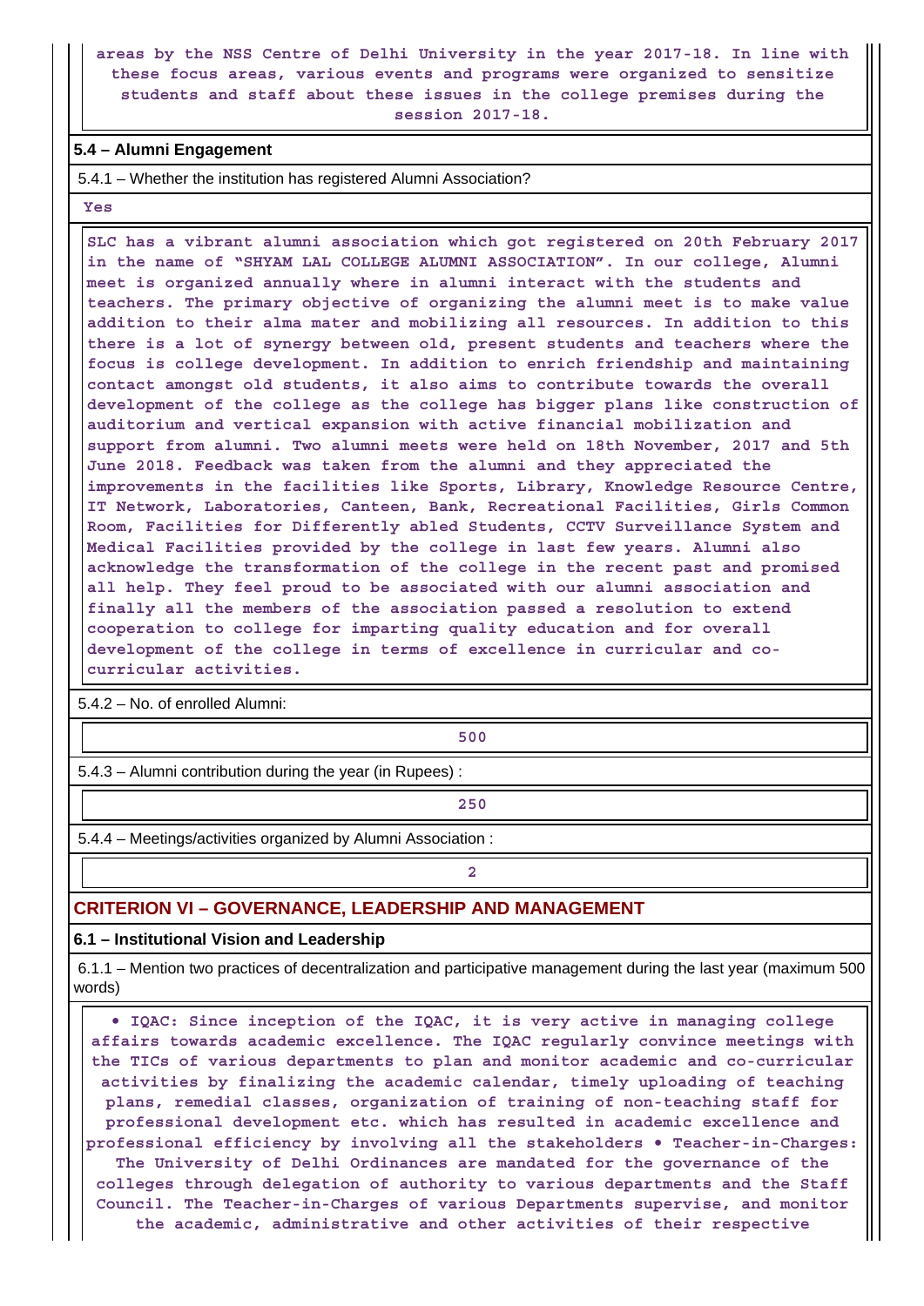areas by the NSS Centre of Delhi University in the year 2017-18. In line with these focus areas, various events and programs were organized to sensitize students and staff about these issues in the college premises during the session 2017-18.

### 5.4 – Alumni Engagement

5.4.1 – Whether the institution has registered Alumni Association?

Yes

SLC has a vibrant alumni association which got registered on 20th February 2017 in the name of "SHYAM LAL COLLEGE ALUMNI ASSOCIATION". In our college, Alumni meet is organized annually where in alumni interact with the students and teachers. The primary objective of organizing the alumni meet is to make value addition to their alma mater and mobilizing all resources. In addition to this there is a lot of synergy between old, present students and teachers where the focus is college development. In addition to enrich friendship and maintaining contact amongst old students, it also aims to contribute towards the overall development of the college as the college has bigger plans like construction of auditorium and vertical expansion with active financial mobilization and support from alumni. Two alumni meets were held on 18th November, 2017 and 5th June 2018. Feedback was taken from the alumni and they appreciated the improvements in the facilities like Sports, Library, Knowledge Resource Centre, IT Network, Laboratories, Canteen, Bank, Recreational Facilities, Girls Common Room, Facilities for Differently abled Students, CCTV Surveillance System and Medical Facilities provided by the college in last few years. Alumni also acknowledge the transformation of the college in the recent past and promised all help. They feel proud to be associated with our alumni association and finally all the members of the association passed a resolution to extend cooperation to college for imparting quality education and for overall development of the college in terms of excellence in curricular and co-curricular activities.

5.4.2 – No. of enrolled Alumni:

500

5.4.3 – Alumni contribution during the year (in Rupees) :

250

5.4.4 – Meetings/activities organized by Alumni Association :

2

## CRITERION VI – GOVERNANCE, LEADERSHIP AND MANAGEMENT

### 6.1 – Institutional Vision and Leadership

6.1.1 – Mention two practices of decentralization and participative management during the last year (maximum 500 words)

• IQAC: Since inception of the IQAC, it is very active in managing college affairs towards academic excellence. The IQAC regularly convince meetings with the TICs of various departments to plan and monitor academic and co-curricular activities by finalizing the academic calendar, timely uploading of teaching plans, remedial classes, organization of training of non-teaching staff for professional development etc. which has resulted in academic excellence and professional efficiency by involving all the stakeholders • Teacher-in-Charges: The University of Delhi Ordinances are mandated for the governance of the colleges through delegation of authority to various departments and the Staff Council. The Teacher-in-Charges of various Departments supervise, and monitor the academic, administrative and other activities of their respective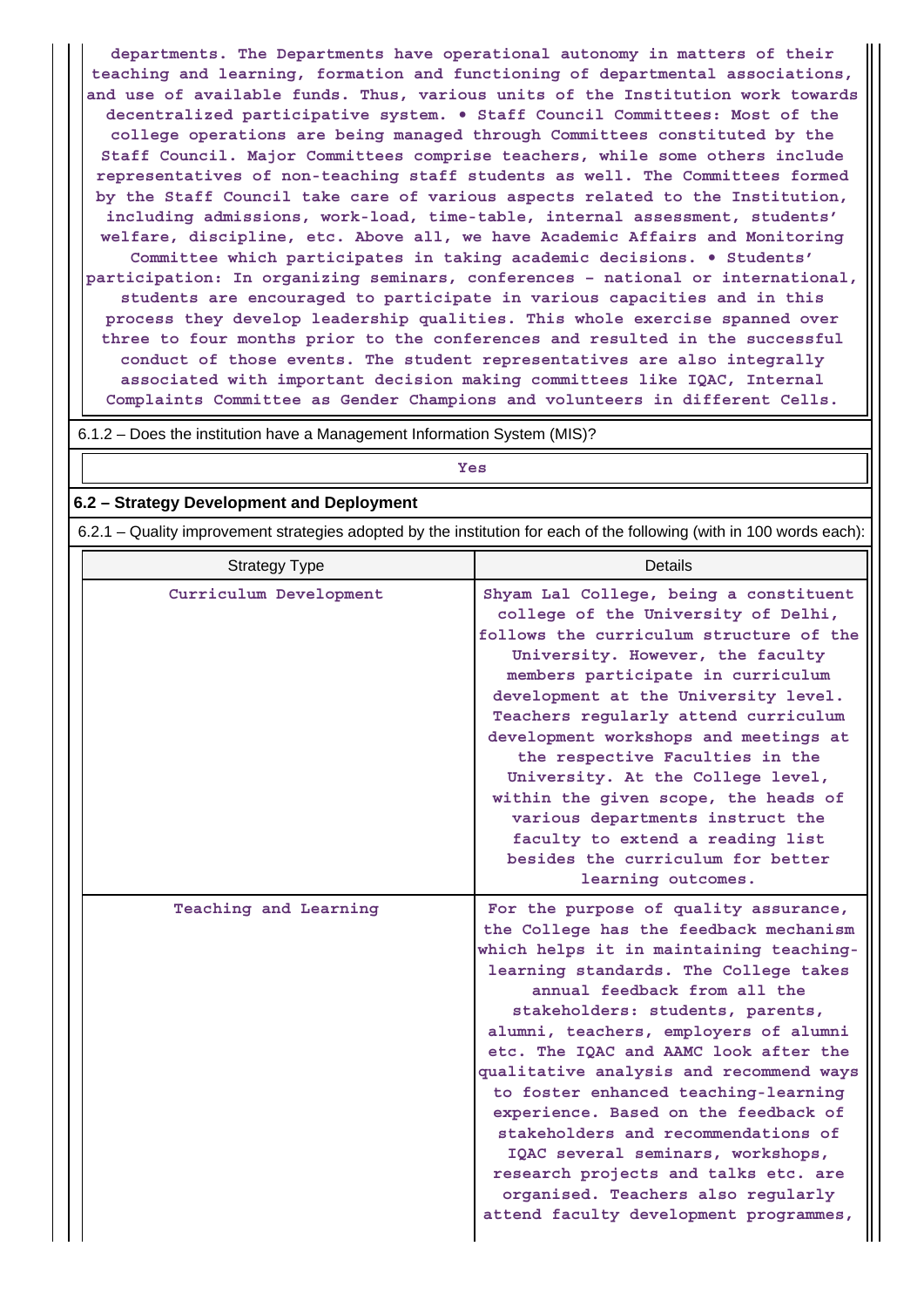departments. The Departments have operational autonomy in matters of their teaching and learning, formation and functioning of departmental associations, and use of available funds. Thus, various units of the Institution work towards decentralized participative system. • Staff Council Committees: Most of the college operations are being managed through Committees constituted by the Staff Council. Major Committees comprise teachers, while some others include representatives of non-teaching staff students as well. The Committees formed by the Staff Council take care of various aspects related to the Institution, including admissions, work-load, time-table, internal assessment, students' welfare, discipline, etc. Above all, we have Academic Affairs and Monitoring Committee which participates in taking academic decisions. • Students' participation: In organizing seminars, conferences - national or international, students are encouraged to participate in various capacities and in this process they develop leadership qualities. This whole exercise spanned over three to four months prior to the conferences and resulted in the successful conduct of those events. The student representatives are also integrally associated with important decision making committees like IQAC, Internal Complaints Committee as Gender Champions and volunteers in different Cells.

6.1.2 – Does the institution have a Management Information System (MIS)?

Yes

**6.2 – Strategy Development and Deployment**

6.2.1 – Quality improvement strategies adopted by the institution for each of the following (with in 100 words each):

| Strategy Type | Details |
|---|---|
| Curriculum Development | Shyam Lal College, being a constituent college of the University of Delhi, follows the curriculum structure of the University. However, the faculty members participate in curriculum development at the University level. Teachers regularly attend curriculum development workshops and meetings at the respective Faculties in the University. At the College level, within the given scope, the heads of various departments instruct the faculty to extend a reading list besides the curriculum for better learning outcomes. |
| Teaching and Learning | For the purpose of quality assurance, the College has the feedback mechanism which helps it in maintaining teaching-learning standards. The College takes annual feedback from all the stakeholders: students, parents, alumni, teachers, employers of alumni etc. The IQAC and AAMC look after the qualitative analysis and recommend ways to foster enhanced teaching-learning experience. Based on the feedback of stakeholders and recommendations of IQAC several seminars, workshops, research projects and talks etc. are organised. Teachers also regularly attend faculty development programmes, |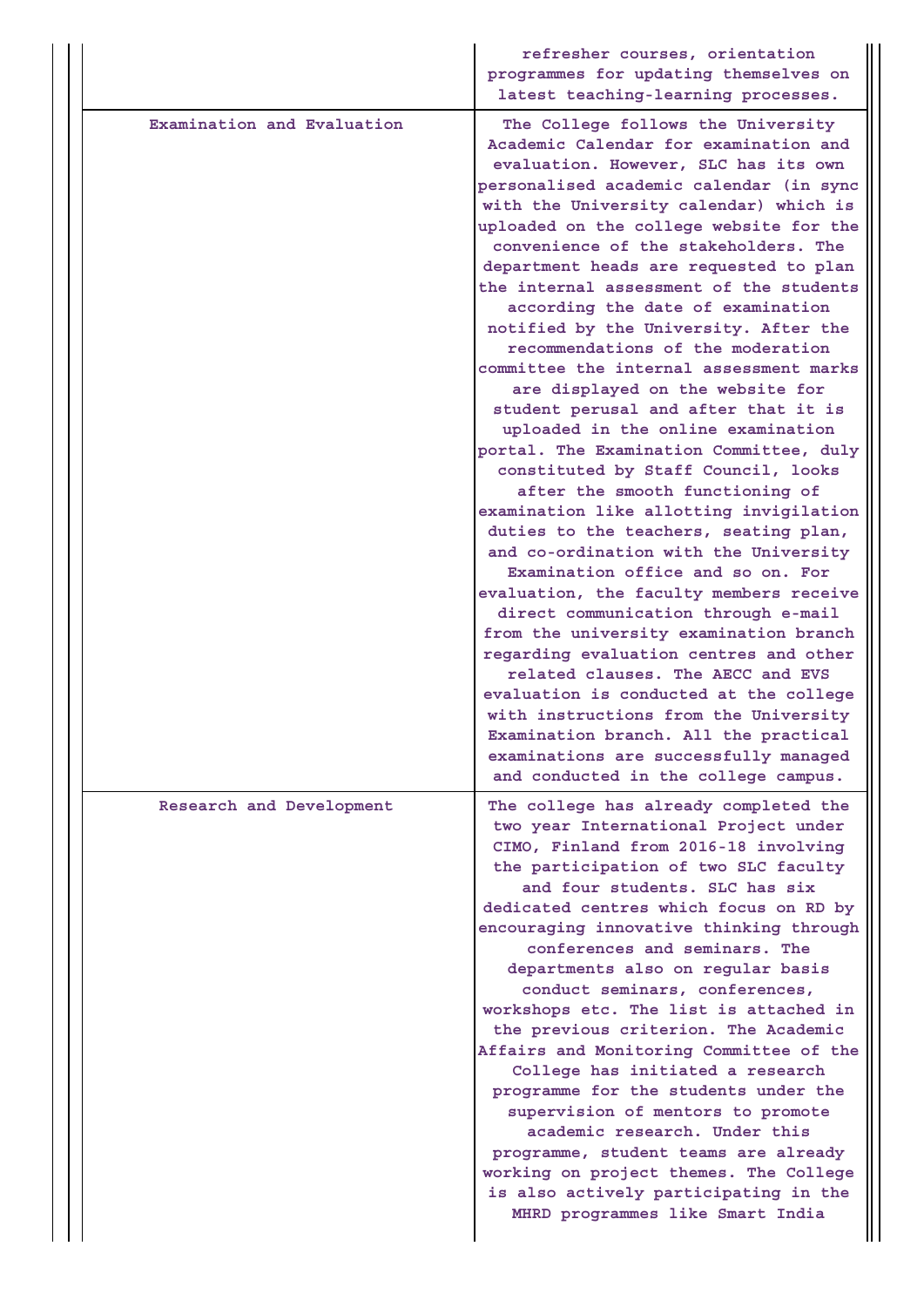| | |
|---|---|
| | refresher courses, orientation programmes for updating themselves on latest teaching-learning processes. |
| Examination and Evaluation | The College follows the University Academic Calendar for examination and evaluation. However, SLC has its own personalised academic calendar (in sync with the University calendar) which is uploaded on the college website for the convenience of the stakeholders. The department heads are requested to plan the internal assessment of the students according the date of examination notified by the University. After the recommendations of the moderation committee the internal assessment marks are displayed on the website for student perusal and after that it is uploaded in the online examination portal. The Examination Committee, duly constituted by Staff Council, looks after the smooth functioning of examination like allotting invigilation duties to the teachers, seating plan, and co-ordination with the University Examination office and so on. For evaluation, the faculty members receive direct communication through e-mail from the university examination branch regarding evaluation centres and other related clauses. The AECC and EVS evaluation is conducted at the college with instructions from the University Examination branch. All the practical examinations are successfully managed and conducted in the college campus. |
| Research and Development | The college has already completed the two year International Project under CIMO, Finland from 2016-18 involving the participation of two SLC faculty and four students. SLC has six dedicated centres which focus on RD by encouraging innovative thinking through conferences and seminars. The departments also on regular basis conduct seminars, conferences, workshops etc. The list is attached in the previous criterion. The Academic Affairs and Monitoring Committee of the College has initiated a research programme for the students under the supervision of mentors to promote academic research. Under this programme, student teams are already working on project themes. The College is also actively participating in the MHRD programmes like Smart India |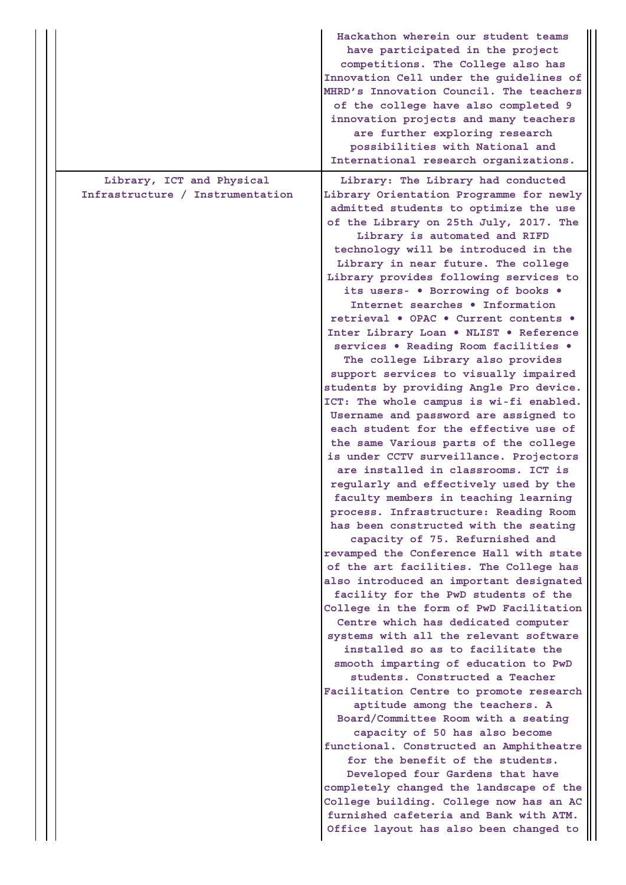| | |
|---|---|
| | Hackathon wherein our student teams have participated in the project competitions. The College also has Innovation Cell under the guidelines of MHRD's Innovation Council. The teachers of the college have also completed 9 innovation projects and many teachers are further exploring research possibilities with National and International research organizations. |
| Library, ICT and Physical Infrastructure / Instrumentation | Library: The Library had conducted Library Orientation Programme for newly admitted students to optimize the use of the Library on 25th July, 2017. The Library is automated and RIFD technology will be introduced in the Library in near future. The college Library provides following services to its users- • Borrowing of books • Internet searches • Information retrieval • OPAC • Current contents • Inter Library Loan • NLIST • Reference services • Reading Room facilities • The college Library also provides support services to visually impaired students by providing Angle Pro device. ICT: The whole campus is wi-fi enabled. Username and password are assigned to each student for the effective use of the same Various parts of the college is under CCTV surveillance. Projectors are installed in classrooms. ICT is regularly and effectively used by the faculty members in teaching learning process. Infrastructure: Reading Room has been constructed with the seating capacity of 75. Refurnished and revamped the Conference Hall with state of the art facilities. The College has also introduced an important designated facility for the PwD students of the College in the form of PwD Facilitation Centre which has dedicated computer systems with all the relevant software installed so as to facilitate the smooth imparting of education to PwD students. Constructed a Teacher Facilitation Centre to promote research aptitude among the teachers. A Board/Committee Room with a seating capacity of 50 has also become functional. Constructed an Amphitheatre for the benefit of the students. Developed four Gardens that have completely changed the landscape of the College building. College now has an AC furnished cafeteria and Bank with ATM. Office layout has also been changed to |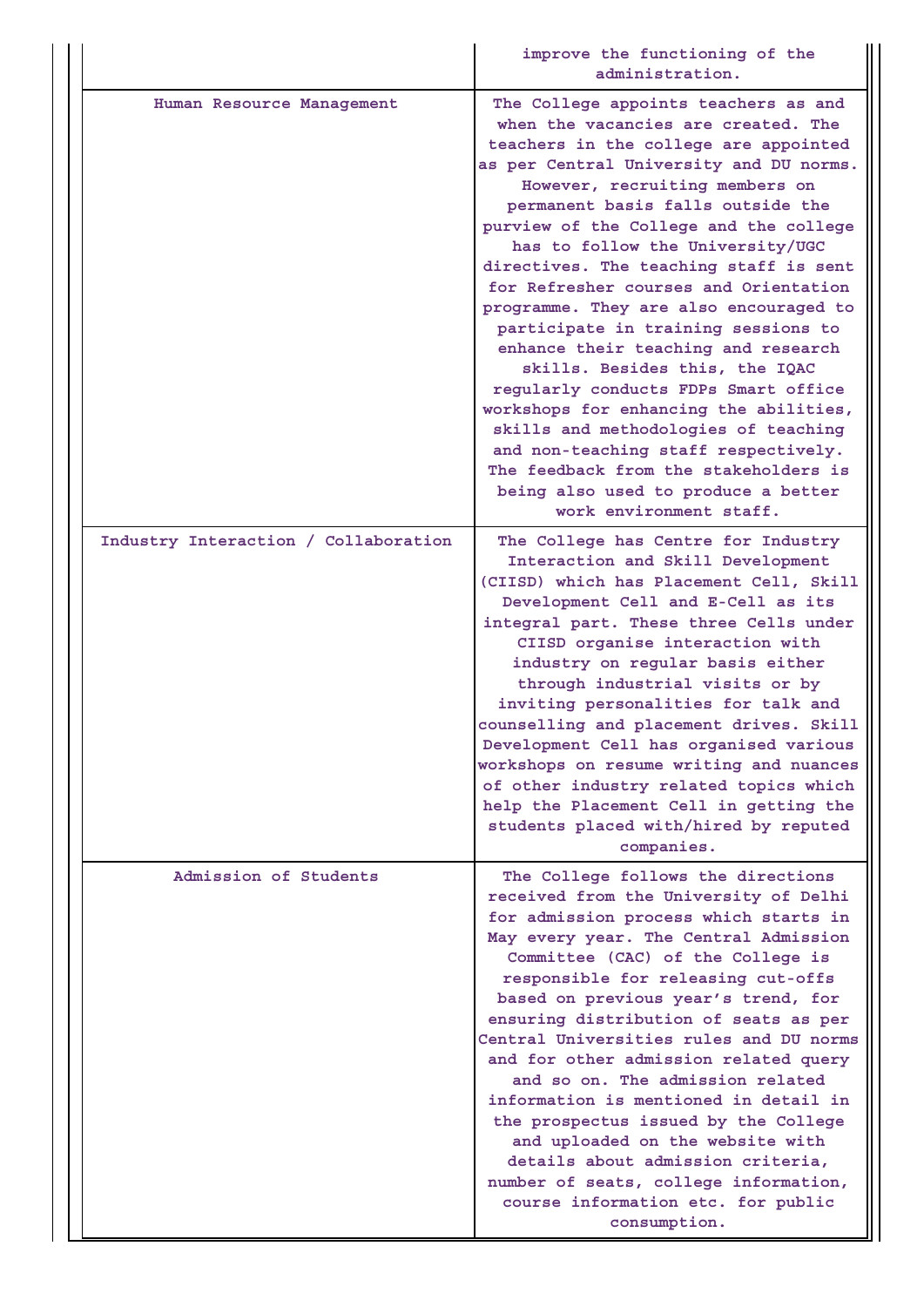| | |
|---|---|
| | improve the functioning of the administration. |
| Human Resource Management | The College appoints teachers as and when the vacancies are created. The teachers in the college are appointed as per Central University and DU norms. However, recruiting members on permanent basis falls outside the purview of the College and the college has to follow the University/UGC directives. The teaching staff is sent for Refresher courses and Orientation programme. They are also encouraged to participate in training sessions to enhance their teaching and research skills. Besides this, the IQAC regularly conducts FDPs Smart office workshops for enhancing the abilities, skills and methodologies of teaching and non-teaching staff respectively. The feedback from the stakeholders is being also used to produce a better work environment staff. |
| Industry Interaction / Collaboration | The College has Centre for Industry Interaction and Skill Development (CIISD) which has Placement Cell, Skill Development Cell and E-Cell as its integral part. These three Cells under CIISD organise interaction with industry on regular basis either through industrial visits or by inviting personalities for talk and counselling and placement drives. Skill Development Cell has organised various workshops on resume writing and nuances of other industry related topics which help the Placement Cell in getting the students placed with/hired by reputed companies. |
| Admission of Students | The College follows the directions received from the University of Delhi for admission process which starts in May every year. The Central Admission Committee (CAC) of the College is responsible for releasing cut-offs based on previous year's trend, for ensuring distribution of seats as per Central Universities rules and DU norms and for other admission related query and so on. The admission related information is mentioned in detail in the prospectus issued by the College and uploaded on the website with details about admission criteria, number of seats, college information, course information etc. for public consumption. |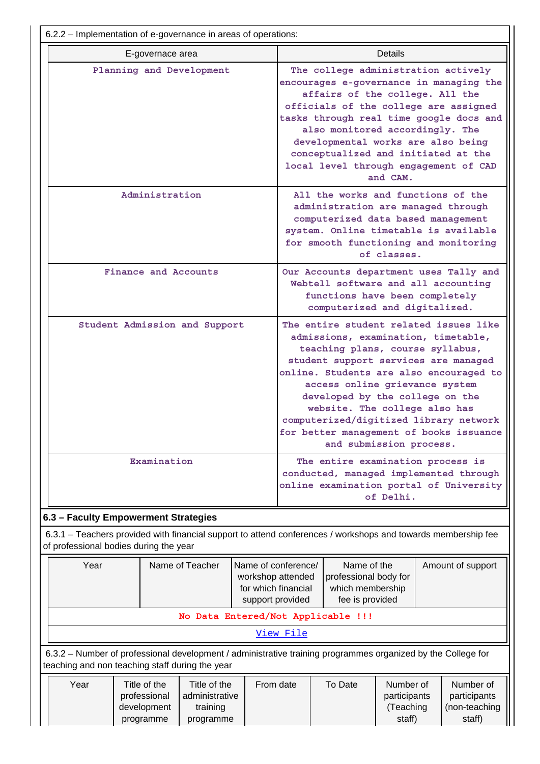6.2.2 – Implementation of e-governance in areas of operations:

| E-governace area | Details |
|---|---|
| Planning and Development | The college administration actively encourages e-governance in managing the affairs of the college. All the officials of the college are assigned tasks through real time google docs and also monitored accordingly. The developmental works are also being conceptualized and initiated at the local level through engagement of CAD and CAM. |
| Administration | All the works and functions of the administration are managed through computerized data based management system. Online timetable is available for smooth functioning and monitoring of classes. |
| Finance and Accounts | Our Accounts department uses Tally and Webtell software and all accounting functions have been completely computerized and digitalized. |
| Student Admission and Support | The entire student related issues like admissions, examination, timetable, teaching plans, course syllabus, student support services are managed online. Students are also encouraged to access online grievance system developed by the college on the website. The college also has computerized/digitized library network for better management of books issuance and submission process. |
| Examination | The entire examination process is conducted, managed implemented through online examination portal of University of Delhi. |

### 6.3 – Faculty Empowerment Strategies

6.3.1 – Teachers provided with financial support to attend conferences / workshops and towards membership fee of professional bodies during the year

| Year | Name of Teacher | Name of conference/ workshop attended for which financial support provided | Name of the professional body for which membership fee is provided | Amount of support |
|---|---|---|---|---|
| No Data Entered/Not Applicable !!! | | | | |
| View File | | | | |

6.3.2 – Number of professional development / administrative training programmes organized by the College for teaching and non teaching staff during the year

| Year | Title of the professional development programme | Title of the administrative training programme | From date | To Date | Number of participants (Teaching staff) | Number of participants (non-teaching staff) |
|---|---|---|---|---|---|---|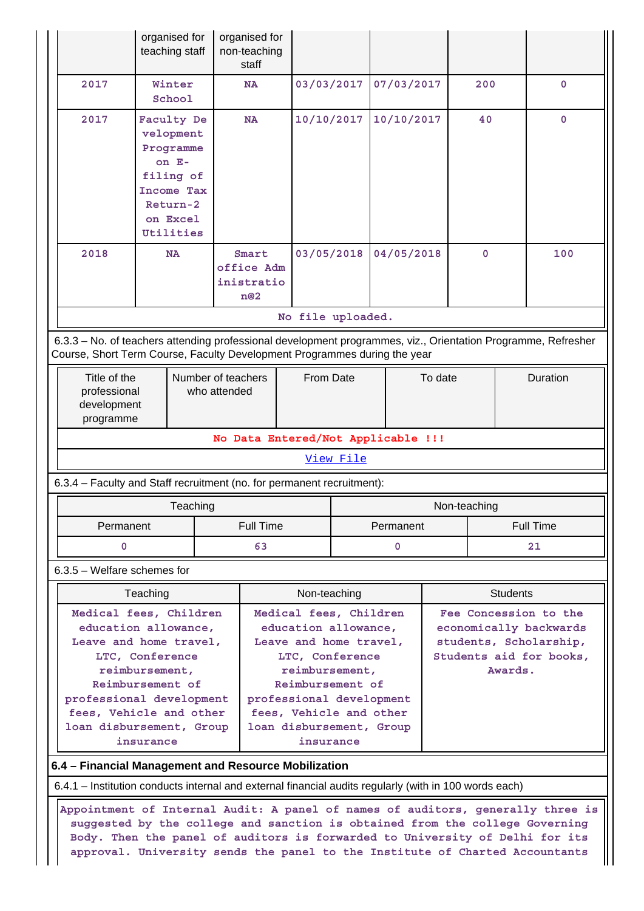| Year | Title of the professional development programme organised for teaching staff | Title of the administrative training programme organised for non-teaching staff | From date | To Date | Number of participants (Teaching staff) | Number of participants (non-teaching staff) |
|---|---|---|---|---|---|---|
| 2017 | Winter School | NA | 03/03/2017 | 07/03/2017 | 200 | 0 |
| 2017 | Faculty Development Programme on E-filing of Income Tax Return-2 on Excel Utilities | NA | 10/10/2017 | 10/10/2017 | 40 | 0 |
| 2018 | NA | Smart office Administration@2 | 03/05/2018 | 04/05/2018 | 0 | 100 |
| No file uploaded. | | | | | | |

6.3.3 – No. of teachers attending professional development programmes, viz., Orientation Programme, Refresher Course, Short Term Course, Faculty Development Programmes during the year

| Title of the professional development programme | Number of teachers who attended | From Date | To date | Duration |
|---|---|---|---|---|
| No Data Entered/Not Applicable !!! | | | | |
| View File | | | | |

6.3.4 – Faculty and Staff recruitment (no. for permanent recruitment):

| Teaching | | Non-teaching | |
|---|---|---|---|
| Permanent | Full Time | Permanent | Full Time |
| 0 | 63 | 0 | 21 |

6.3.5 – Welfare schemes for

| Teaching | Non-teaching | Students |
|---|---|---|
| Medical fees, Children education allowance, Leave and home travel, LTC, Conference reimbursement, Reimbursement of professional development fees, Vehicle and other loan disbursement, Group insurance | Medical fees, Children education allowance, Leave and home travel, LTC, Conference reimbursement, Reimbursement of professional development fees, Vehicle and other loan disbursement, Group insurance | Fee Concession to the economically backwards students, Scholarship, Students aid for books, Awards. |

**6.4 – Financial Management and Resource Mobilization**

6.4.1 – Institution conducts internal and external financial audits regularly (with in 100 words each)

Appointment of Internal Audit: A panel of names of auditors, generally three is suggested by the college and sanction is obtained from the college Governing Body. Then the panel of auditors is forwarded to University of Delhi for its approval. University sends the panel to the Institute of Charted Accountants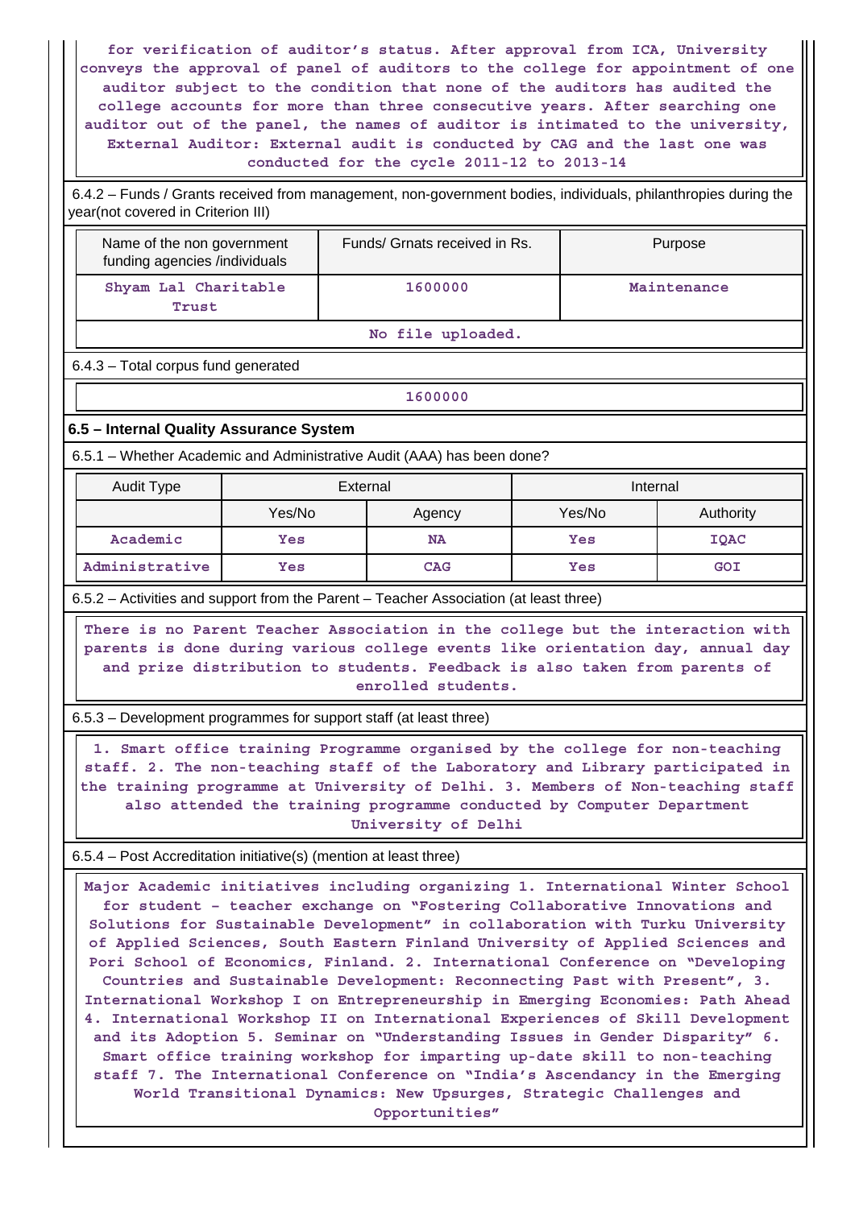for verification of auditor's status. After approval from ICA, University conveys the approval of panel of auditors to the college for appointment of one auditor subject to the condition that none of the auditors has audited the college accounts for more than three consecutive years. After searching one auditor out of the panel, the names of auditor is intimated to the university, External Auditor: External audit is conducted by CAG and the last one was conducted for the cycle 2011-12 to 2013-14

6.4.2 – Funds / Grants received from management, non-government bodies, individuals, philanthropies during the year(not covered in Criterion III)

| Name of the non government funding agencies /individuals | Funds/ Grnats received in Rs. | Purpose |
|---|---|---|
| Shyam Lal Charitable Trust | 1600000 | Maintenance |
| No file uploaded. | | |

6.4.3 – Total corpus fund generated

1600000

### 6.5 – Internal Quality Assurance System

6.5.1 – Whether Academic and Administrative Audit (AAA) has been done?

| Audit Type | External | | Internal | |
|---|---|---|---|---|
| | Yes/No | Agency | Yes/No | Authority |
| Academic | Yes | NA | Yes | IQAC |
| Administrative | Yes | CAG | Yes | GOI |

6.5.2 – Activities and support from the Parent – Teacher Association (at least three)

There is no Parent Teacher Association in the college but the interaction with parents is done during various college events like orientation day, annual day and prize distribution to students. Feedback is also taken from parents of enrolled students.

6.5.3 – Development programmes for support staff (at least three)

1. Smart office training Programme organised by the college for non-teaching staff. 2. The non-teaching staff of the Laboratory and Library participated in the training programme at University of Delhi. 3. Members of Non-teaching staff also attended the training programme conducted by Computer Department University of Delhi

6.5.4 – Post Accreditation initiative(s) (mention at least three)

Major Academic initiatives including organizing 1. International Winter School for student – teacher exchange on "Fostering Collaborative Innovations and Solutions for Sustainable Development" in collaboration with Turku University of Applied Sciences, South Eastern Finland University of Applied Sciences and Pori School of Economics, Finland. 2. International Conference on "Developing Countries and Sustainable Development: Reconnecting Past with Present", 3. International Workshop I on Entrepreneurship in Emerging Economies: Path Ahead 4. International Workshop II on International Experiences of Skill Development and its Adoption 5. Seminar on "Understanding Issues in Gender Disparity" 6. Smart office training workshop for imparting up-date skill to non-teaching staff 7. The International Conference on "India's Ascendancy in the Emerging World Transitional Dynamics: New Upsurges, Strategic Challenges and Opportunities"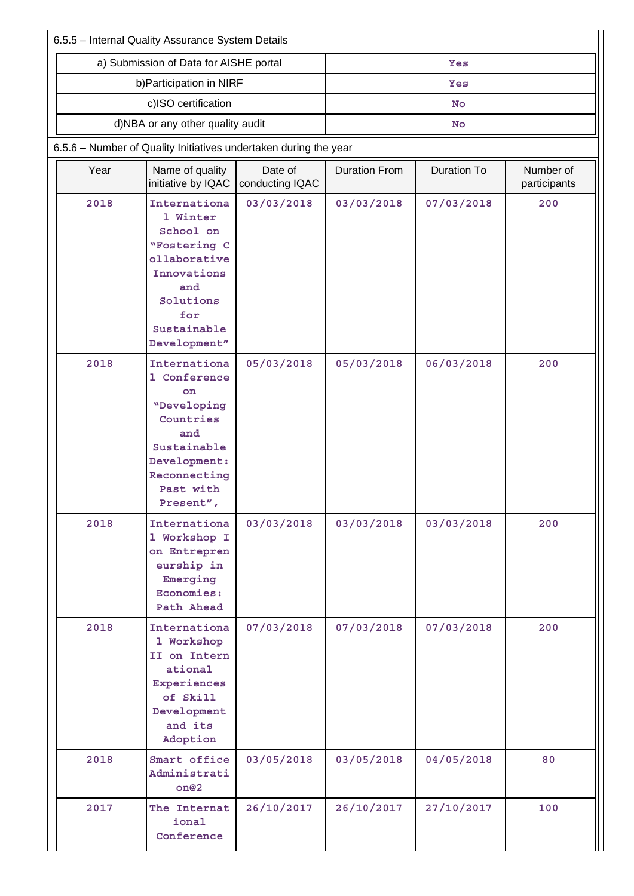6.5.5 – Internal Quality Assurance System Details

| a) Submission of Data for AISHE portal | Yes |
|---|---|
| b)Participation in NIRF | Yes |
| c)ISO certification | No |
| d)NBA or any other quality audit | No |

6.5.6 – Number of Quality Initiatives undertaken during the year

| Year | Name of quality initiative by IQAC | Date of conducting IQAC | Duration From | Duration To | Number of participants |
|---|---|---|---|---|---|
| 2018 | International Winter School on "Fostering Collaborative Innovations and Solutions for Sustainable Development" | 03/03/2018 | 03/03/2018 | 07/03/2018 | 200 |
| 2018 | International Conference on "Developing Countries and Sustainable Development: Reconnecting Past with Present", | 05/03/2018 | 05/03/2018 | 06/03/2018 | 200 |
| 2018 | International Workshop I on Entrepreneurship in Emerging Economies: Path Ahead | 03/03/2018 | 03/03/2018 | 03/03/2018 | 200 |
| 2018 | International Workshop II on International Experiences of Skill Development and its Adoption | 07/03/2018 | 07/03/2018 | 07/03/2018 | 200 |
| 2018 | Smart office Administration@2 | 03/05/2018 | 03/05/2018 | 04/05/2018 | 80 |
| 2017 | The International Conference | 26/10/2017 | 26/10/2017 | 27/10/2017 | 100 |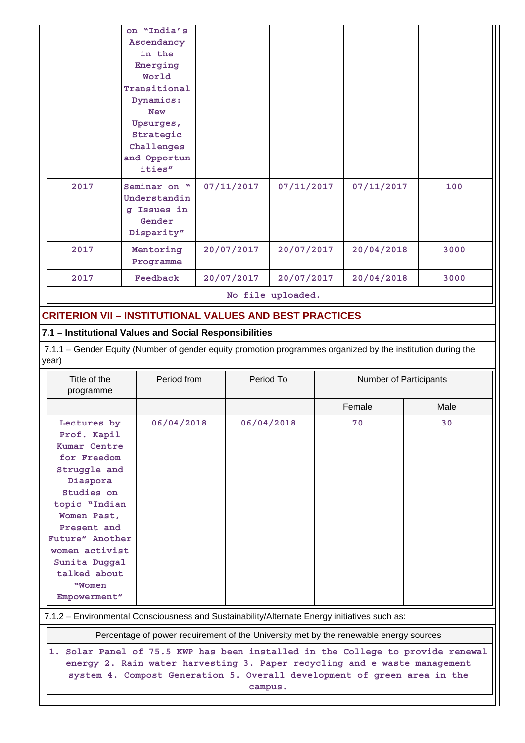| | on "India's Ascendancy in the Emerging World Transitional Dynamics: New Upsurges, Strategic Challenges and Opportunities" | | | | |
|---|---|---|---|---|---|
| 2017 | Seminar on " Understanding Issues in Gender Disparity" | 07/11/2017 | 07/11/2017 | 07/11/2017 | 100 |
| 2017 | Mentoring Programme | 20/07/2017 | 20/07/2017 | 20/04/2018 | 3000 |
| 2017 | Feedback | 20/07/2017 | 20/07/2017 | 20/04/2018 | 3000 |

No file uploaded.

## CRITERION VII – INSTITUTIONAL VALUES AND BEST PRACTICES

### 7.1 – Institutional Values and Social Responsibilities

7.1.1 – Gender Equity (Number of gender equity promotion programmes organized by the institution during the year)

| Title of the programme | Period from | Period To | Number of Participants | |
|---|---|---|---|---|
| | | | Female | Male |
| Lectures by Prof. Kapil Kumar Centre for Freedom Struggle and Diaspora Studies on topic "Indian Women Past, Present and Future" Another women activist Sunita Duggal talked about "Women Empowerment" | 06/04/2018 | 06/04/2018 | 70 | 30 |

7.1.2 – Environmental Consciousness and Sustainability/Alternate Energy initiatives such as:

| Percentage of power requirement of the University met by the renewable energy sources |
|---|
| 1. Solar Panel of 75.5 KWP has been installed in the College to provide renewal energy 2. Rain water harvesting 3. Paper recycling and e waste management system 4. Compost Generation 5. Overall development of green area in the campus. |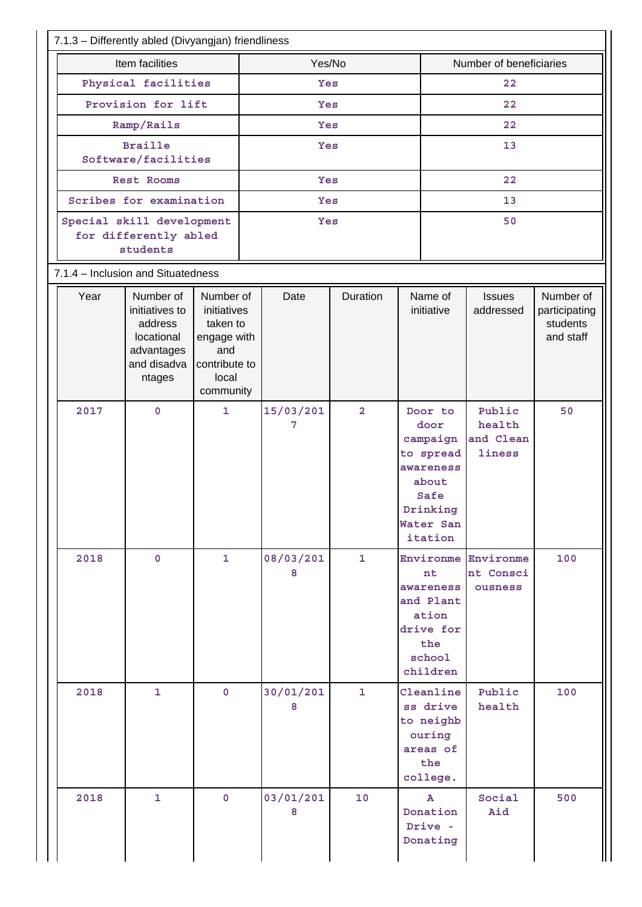7.1.3 – Differently abled (Divyangjan) friendliness

| Item facilities | Yes/No | Number of beneficiaries |
|---|---|---|
| Physical facilities | Yes | 22 |
| Provision for lift | Yes | 22 |
| Ramp/Rails | Yes | 22 |
| Braille Software/facilities | Yes | 13 |
| Rest Rooms | Yes | 22 |
| Scribes for examination | Yes | 13 |
| Special skill development for differently abled students | Yes | 50 |

7.1.4 – Inclusion and Situatedness

| Year | Number of initiatives to address locational advantages and disadvantages | Number of initiatives taken to engage with and contribute to local community | Date | Duration | Name of initiative | Issues addressed | Number of participating students and staff |
|---|---|---|---|---|---|---|---|
| 2017 | 0 | 1 | 15/03/2017 | 2 | Door to door campaign to spread awareness about Safe Drinking Water Sanitation | Public health and Cleanliness | 50 |
| 2018 | 0 | 1 | 08/03/2018 | 1 | Environment awareness and Plantation drive for the school children | Environment Consciousness | 100 |
| 2018 | 1 | 0 | 30/01/2018 | 1 | Cleanliness drive to neighbouring areas of the college. | Public health | 100 |
| 2018 | 1 | 0 | 03/01/2018 | 10 | A Donation Drive - Donating | Social Aid | 500 |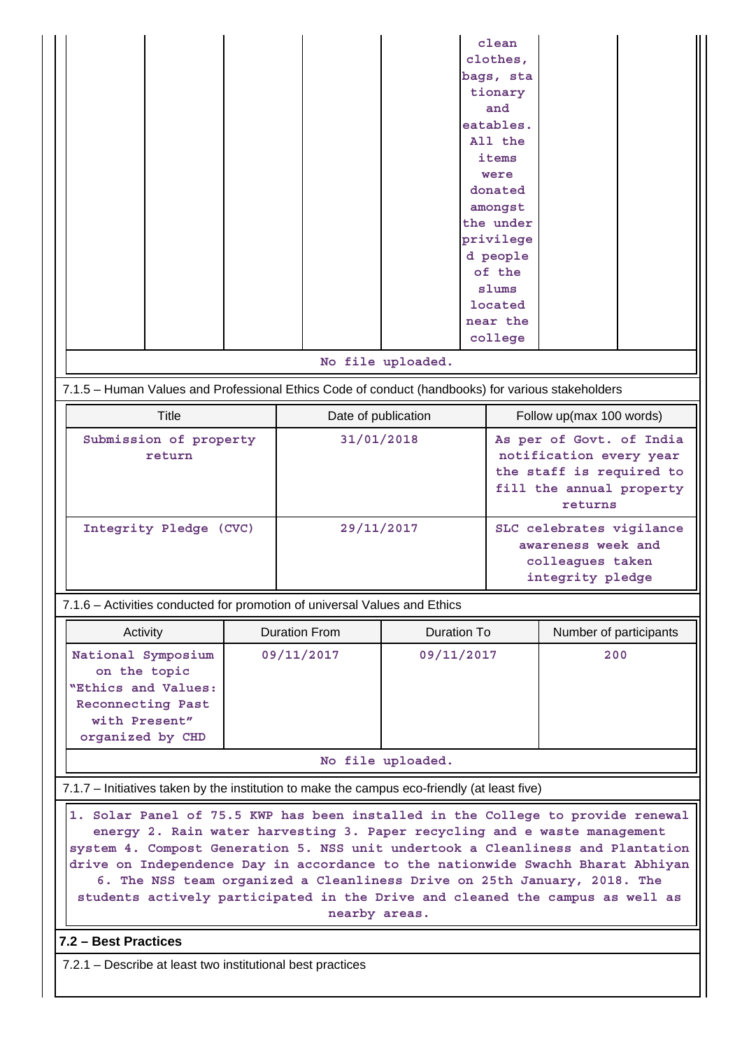| | | | | | | | |
|---|---|---|---|---|---|---|---|
| | | | | | clean clothes, bags, stationary and eatables. All the items were donated amongst the underprivileged people of the slums located near the college | | |

No file uploaded.

7.1.5 – Human Values and Professional Ethics Code of conduct (handbooks) for various stakeholders

| Title | Date of publication | Follow up(max 100 words) |
|---|---|---|
| Submission of property return | 31/01/2018 | As per of Govt. of India notification every year the staff is required to fill the annual property returns |
| Integrity Pledge (CVC) | 29/11/2017 | SLC celebrates vigilance awareness week and colleagues taken integrity pledge |

7.1.6 – Activities conducted for promotion of universal Values and Ethics

| Activity | Duration From | Duration To | Number of participants |
|---|---|---|---|
| National Symposium on the topic "Ethics and Values: Reconnecting Past with Present" organized by CHD | 09/11/2017 | 09/11/2017 | 200 |

No file uploaded.

7.1.7 – Initiatives taken by the institution to make the campus eco-friendly (at least five)

1. Solar Panel of 75.5 KWP has been installed in the College to provide renewal energy 2. Rain water harvesting 3. Paper recycling and e waste management system 4. Compost Generation 5. NSS unit undertook a Cleanliness and Plantation drive on Independence Day in accordance to the nationwide Swachh Bharat Abhiyan 6. The NSS team organized a Cleanliness Drive on 25th January, 2018. The students actively participated in the Drive and cleaned the campus as well as nearby areas.

## 7.2 – Best Practices

7.2.1 – Describe at least two institutional best practices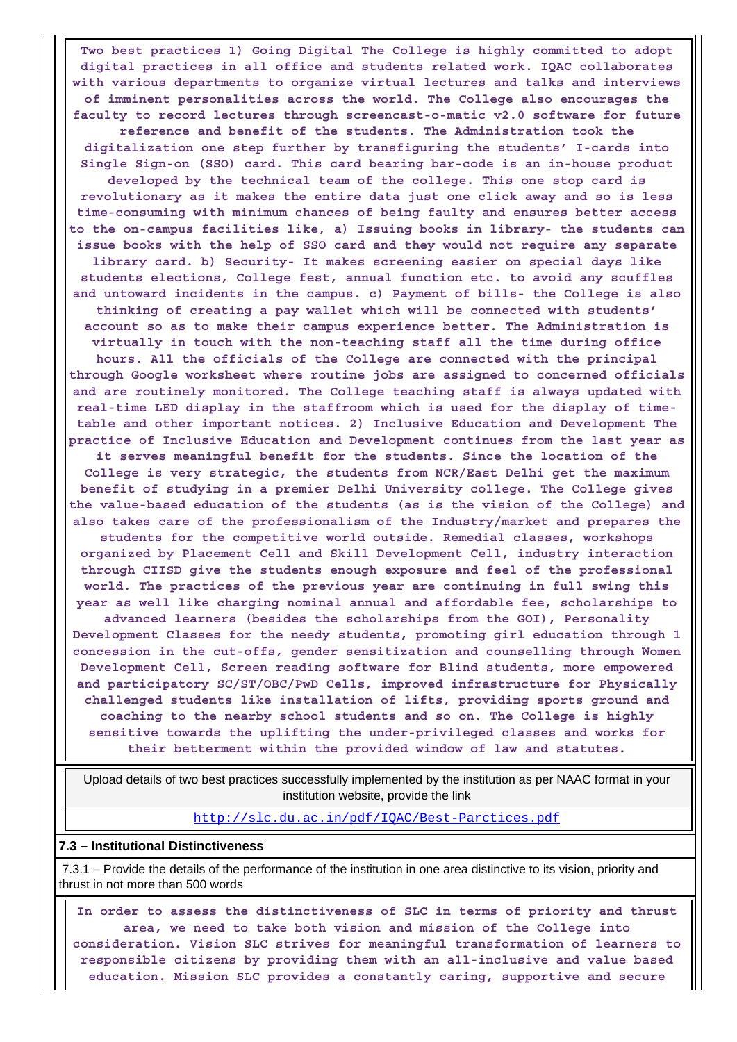Two best practices 1) Going Digital The College is highly committed to adopt digital practices in all office and students related work. IQAC collaborates with various departments to organize virtual lectures and talks and interviews of imminent personalities across the world. The College also encourages the faculty to record lectures through screencast-o-matic v2.0 software for future reference and benefit of the students. The Administration took the digitalization one step further by transfiguring the students' I-cards into Single Sign-on (SSO) card. This card bearing bar-code is an in-house product developed by the technical team of the college. This one stop card is revolutionary as it makes the entire data just one click away and so is less time-consuming with minimum chances of being faulty and ensures better access to the on-campus facilities like, a) Issuing books in library- the students can issue books with the help of SSO card and they would not require any separate library card. b) Security- It makes screening easier on special days like students elections, College fest, annual function etc. to avoid any scuffles and untoward incidents in the campus. c) Payment of bills- the College is also thinking of creating a pay wallet which will be connected with students' account so as to make their campus experience better. The Administration is virtually in touch with the non-teaching staff all the time during office hours. All the officials of the College are connected with the principal through Google worksheet where routine jobs are assigned to concerned officials and are routinely monitored. The College teaching staff is always updated with real-time LED display in the staffroom which is used for the display of time-table and other important notices. 2) Inclusive Education and Development The practice of Inclusive Education and Development continues from the last year as it serves meaningful benefit for the students. Since the location of the College is very strategic, the students from NCR/East Delhi get the maximum benefit of studying in a premier Delhi University college. The College gives the value-based education of the students (as is the vision of the College) and also takes care of the professionalism of the Industry/market and prepares the students for the competitive world outside. Remedial classes, workshops organized by Placement Cell and Skill Development Cell, industry interaction through CIISD give the students enough exposure and feel of the professional world. The practices of the previous year are continuing in full swing this year as well like charging nominal annual and affordable fee, scholarships to advanced learners (besides the scholarships from the GOI), Personality Development Classes for the needy students, promoting girl education through 1 concession in the cut-offs, gender sensitization and counselling through Women Development Cell, Screen reading software for Blind students, more empowered and participatory SC/ST/OBC/PwD Cells, improved infrastructure for Physically challenged students like installation of lifts, providing sports ground and coaching to the nearby school students and so on. The College is highly sensitive towards the uplifting the under-privileged classes and works for their betterment within the provided window of law and statutes.

Upload details of two best practices successfully implemented by the institution as per NAAC format in your institution website, provide the link

http://slc.du.ac.in/pdf/IQAC/Best-Parctices.pdf

**7.3 – Institutional Distinctiveness**

7.3.1 – Provide the details of the performance of the institution in one area distinctive to its vision, priority and thrust in not more than 500 words

In order to assess the distinctiveness of SLC in terms of priority and thrust area, we need to take both vision and mission of the College into consideration. Vision SLC strives for meaningful transformation of learners to responsible citizens by providing them with an all-inclusive and value based education. Mission SLC provides a constantly caring, supportive and secure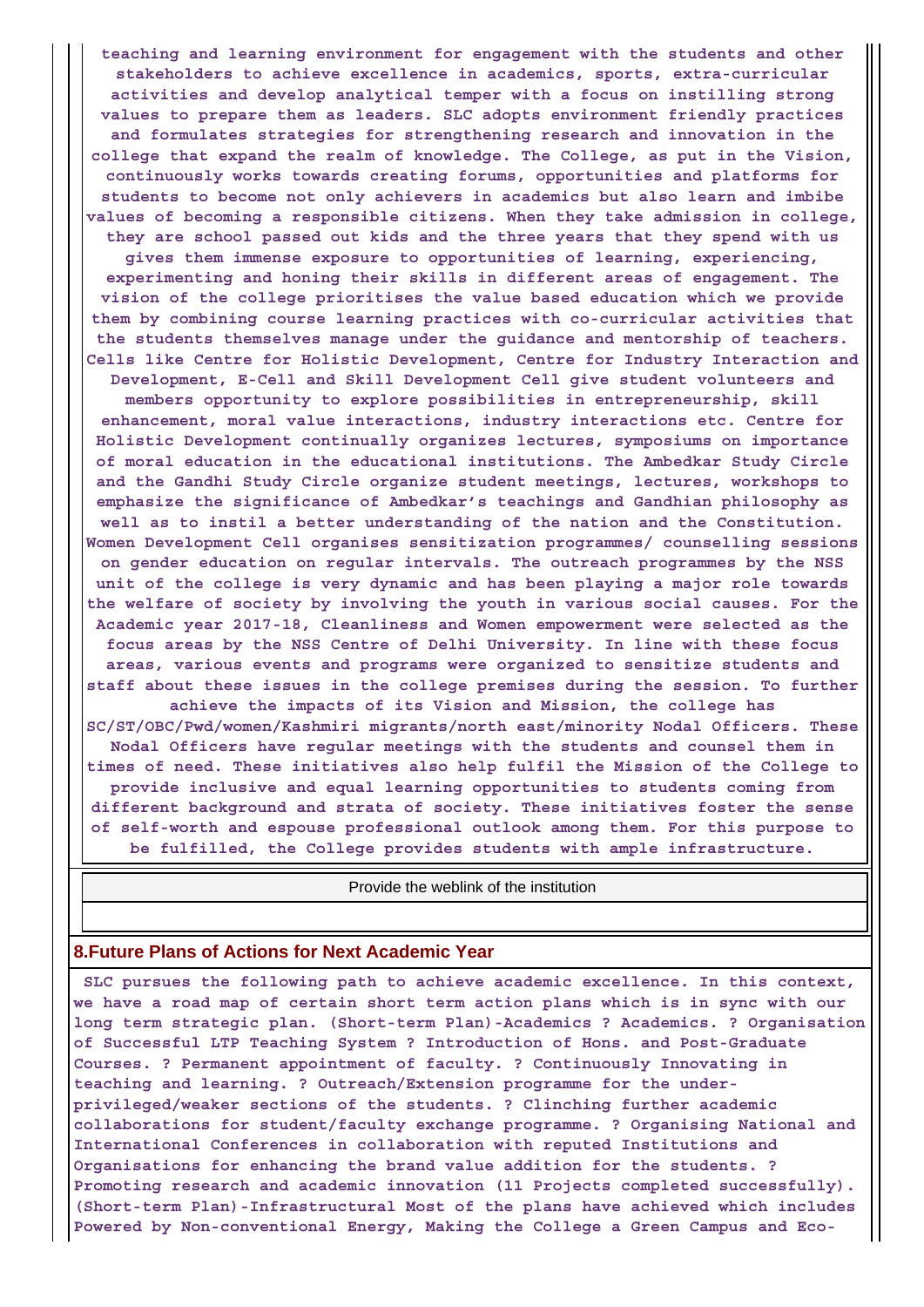teaching and learning environment for engagement with the students and other stakeholders to achieve excellence in academics, sports, extra-curricular activities and develop analytical temper with a focus on instilling strong values to prepare them as leaders. SLC adopts environment friendly practices and formulates strategies for strengthening research and innovation in the college that expand the realm of knowledge. The College, as put in the Vision, continuously works towards creating forums, opportunities and platforms for students to become not only achievers in academics but also learn and imbibe values of becoming a responsible citizens. When they take admission in college, they are school passed out kids and the three years that they spend with us gives them immense exposure to opportunities of learning, experiencing, experimenting and honing their skills in different areas of engagement. The vision of the college prioritises the value based education which we provide them by combining course learning practices with co-curricular activities that the students themselves manage under the guidance and mentorship of teachers. Cells like Centre for Holistic Development, Centre for Industry Interaction and Development, E-Cell and Skill Development Cell give student volunteers and members opportunity to explore possibilities in entrepreneurship, skill enhancement, moral value interactions, industry interactions etc. Centre for Holistic Development continually organizes lectures, symposiums on importance of moral education in the educational institutions. The Ambedkar Study Circle and the Gandhi Study Circle organize student meetings, lectures, workshops to emphasize the significance of Ambedkar's teachings and Gandhian philosophy as well as to instil a better understanding of the nation and the Constitution. Women Development Cell organises sensitization programmes/ counselling sessions on gender education on regular intervals. The outreach programmes by the NSS unit of the college is very dynamic and has been playing a major role towards the welfare of society by involving the youth in various social causes. For the Academic year 2017-18, Cleanliness and Women empowerment were selected as the focus areas by the NSS Centre of Delhi University. In line with these focus areas, various events and programs were organized to sensitize students and staff about these issues in the college premises during the session. To further achieve the impacts of its Vision and Mission, the college has SC/ST/OBC/Pwd/women/Kashmiri migrants/north east/minority Nodal Officers. These Nodal Officers have regular meetings with the students and counsel them in times of need. These initiatives also help fulfil the Mission of the College to provide inclusive and equal learning opportunities to students coming from different background and strata of society. These initiatives foster the sense of self-worth and espouse professional outlook among them. For this purpose to be fulfilled, the College provides students with ample infrastructure.

| Provide the weblink of the institution |
|---|
| |

## 8.Future Plans of Actions for Next Academic Year

SLC pursues the following path to achieve academic excellence. In this context, we have a road map of certain short term action plans which is in sync with our long term strategic plan. (Short-term Plan)-Academics ? Academics. ? Organisation of Successful LTP Teaching System ? Introduction of Hons. and Post-Graduate Courses. ? Permanent appointment of faculty. ? Continuously Innovating in teaching and learning. ? Outreach/Extension programme for the under-privileged/weaker sections of the students. ? Clinching further academic collaborations for student/faculty exchange programme. ? Organising National and International Conferences in collaboration with reputed Institutions and Organisations for enhancing the brand value addition for the students. ? Promoting research and academic innovation (11 Projects completed successfully). (Short-term Plan)-Infrastructural Most of the plans have achieved which includes Powered by Non-conventional Energy, Making the College a Green Campus and Eco-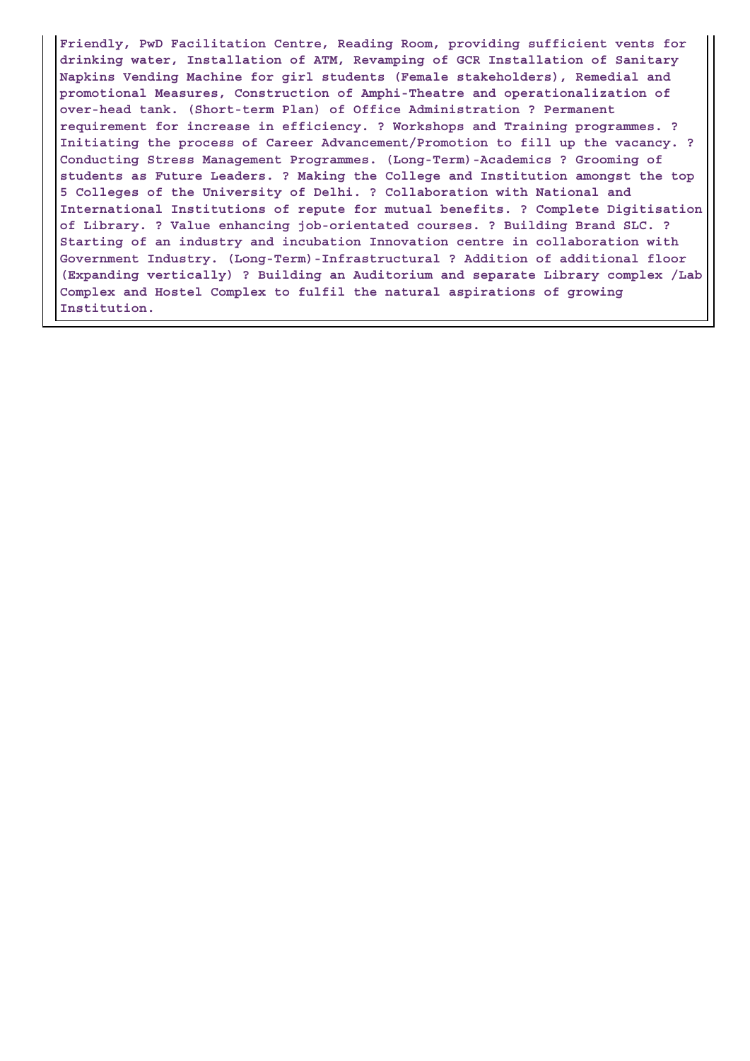**Friendly, PwD Facilitation Centre, Reading Room, providing sufficient vents for drinking water, Installation of ATM, Revamping of GCR Installation of Sanitary Napkins Vending Machine for girl students (Female stakeholders), Remedial and promotional Measures, Construction of Amphi-Theatre and operationalization of over-head tank. (Short-term Plan) of Office Administration ? Permanent requirement for increase in efficiency. ? Workshops and Training programmes. ? Initiating the process of Career Advancement/Promotion to fill up the vacancy. ? Conducting Stress Management Programmes. (Long-Term)-Academics ? Grooming of students as Future Leaders. ? Making the College and Institution amongst the top 5 Colleges of the University of Delhi. ? Collaboration with National and International Institutions of repute for mutual benefits. ? Complete Digitisation of Library. ? Value enhancing job-orientated courses. ? Building Brand SLC. ? Starting of an industry and incubation Innovation centre in collaboration with Government Industry. (Long-Term)-Infrastructural ? Addition of additional floor (Expanding vertically) ? Building an Auditorium and separate Library complex /Lab Complex and Hostel Complex to fulfil the natural aspirations of growing Institution.**